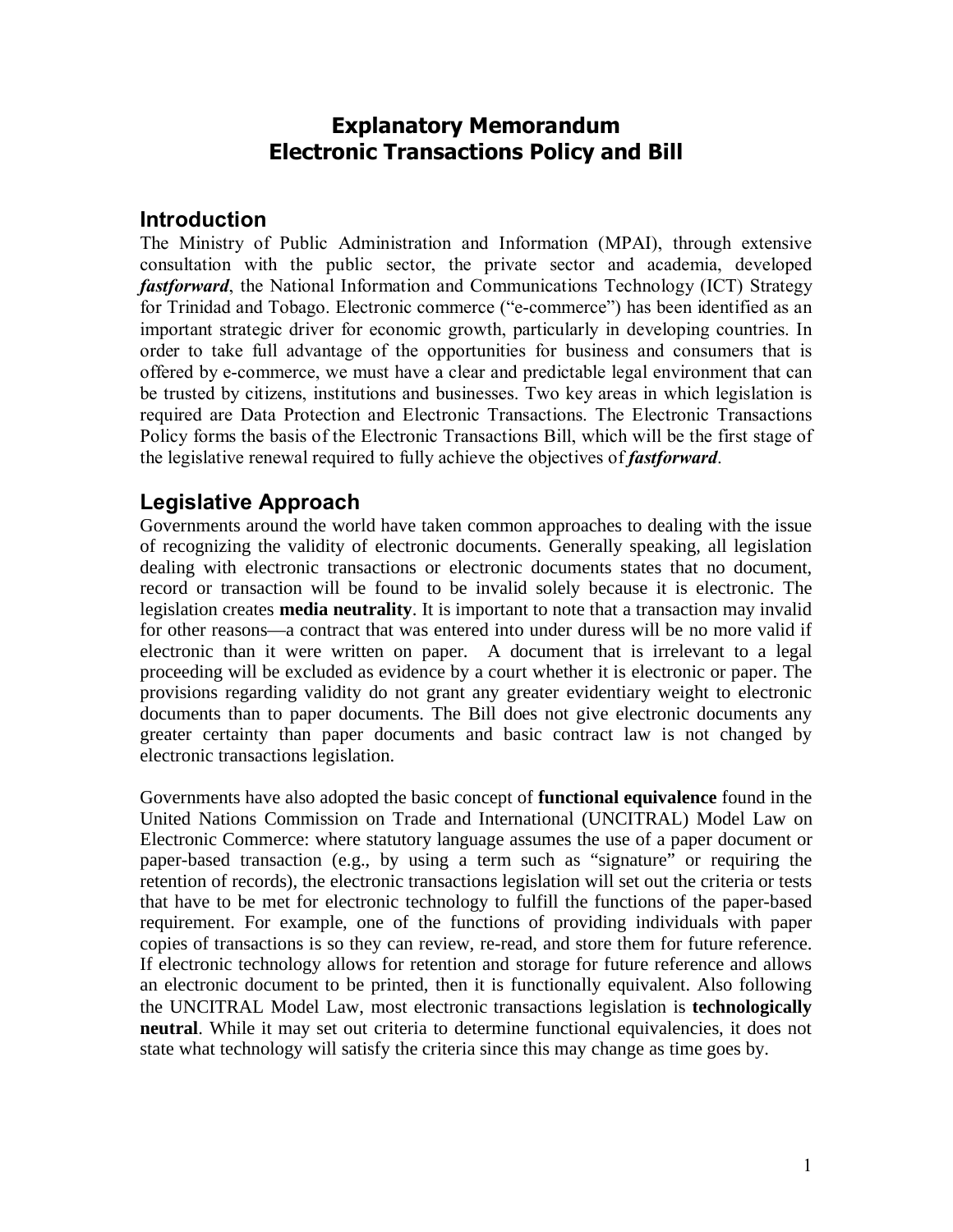# Explanatory Memorandum
# Electronic Transactions Policy and Bill

## Introduction

The Ministry of Public Administration and Information (MPAI), through extensive consultation with the public sector, the private sector and academia, developed ***fastforward***, the National Information and Communications Technology (ICT) Strategy for Trinidad and Tobago. Electronic commerce ("e-commerce") has been identified as an important strategic driver for economic growth, particularly in developing countries. In order to take full advantage of the opportunities for business and consumers that is offered by e-commerce, we must have a clear and predictable legal environment that can be trusted by citizens, institutions and businesses. Two key areas in which legislation is required are Data Protection and Electronic Transactions. The Electronic Transactions Policy forms the basis of the Electronic Transactions Bill, which will be the first stage of the legislative renewal required to fully achieve the objectives of ***fastforward***.

## Legislative Approach

Governments around the world have taken common approaches to dealing with the issue of recognizing the validity of electronic documents. Generally speaking, all legislation dealing with electronic transactions or electronic documents states that no document, record or transaction will be found to be invalid solely because it is electronic. The legislation creates **media neutrality**. It is important to note that a transaction may invalid for other reasons—a contract that was entered into under duress will be no more valid if electronic than it were written on paper. A document that is irrelevant to a legal proceeding will be excluded as evidence by a court whether it is electronic or paper. The provisions regarding validity do not grant any greater evidentiary weight to electronic documents than to paper documents. The Bill does not give electronic documents any greater certainty than paper documents and basic contract law is not changed by electronic transactions legislation.

Governments have also adopted the basic concept of **functional equivalence** found in the United Nations Commission on Trade and International (UNCITRAL) Model Law on Electronic Commerce: where statutory language assumes the use of a paper document or paper-based transaction (e.g., by using a term such as "signature" or requiring the retention of records), the electronic transactions legislation will set out the criteria or tests that have to be met for electronic technology to fulfill the functions of the paper-based requirement. For example, one of the functions of providing individuals with paper copies of transactions is so they can review, re-read, and store them for future reference. If electronic technology allows for retention and storage for future reference and allows an electronic document to be printed, then it is functionally equivalent. Also following the UNCITRAL Model Law, most electronic transactions legislation is **technologically neutral**. While it may set out criteria to determine functional equivalencies, it does not state what technology will satisfy the criteria since this may change as time goes by.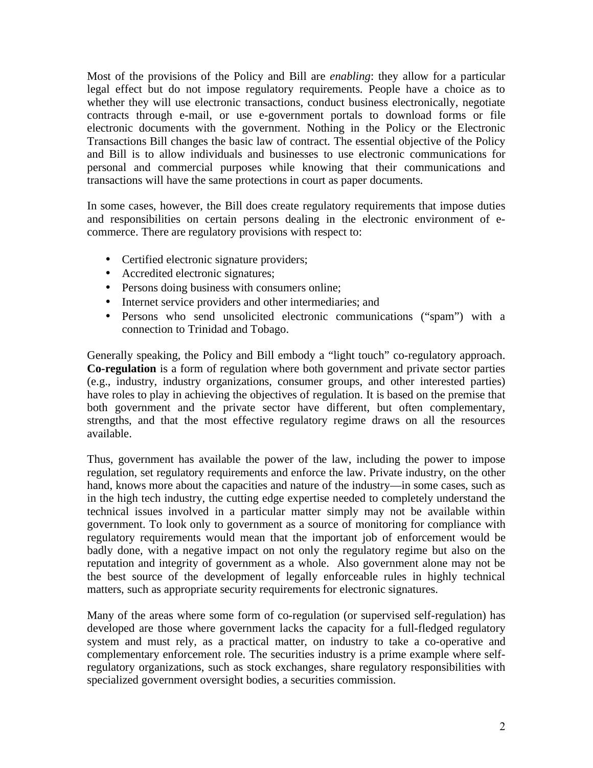Most of the provisions of the Policy and Bill are *enabling*: they allow for a particular legal effect but do not impose regulatory requirements. People have a choice as to whether they will use electronic transactions, conduct business electronically, negotiate contracts through e-mail, or use e-government portals to download forms or file electronic documents with the government. Nothing in the Policy or the Electronic Transactions Bill changes the basic law of contract. The essential objective of the Policy and Bill is to allow individuals and businesses to use electronic communications for personal and commercial purposes while knowing that their communications and transactions will have the same protections in court as paper documents.

In some cases, however, the Bill does create regulatory requirements that impose duties and responsibilities on certain persons dealing in the electronic environment of e-commerce. There are regulatory provisions with respect to:

- Certified electronic signature providers;
- Accredited electronic signatures;
- Persons doing business with consumers online;
- Internet service providers and other intermediaries; and
- Persons who send unsolicited electronic communications ("spam") with a connection to Trinidad and Tobago.

Generally speaking, the Policy and Bill embody a "light touch" co-regulatory approach. **Co-regulation** is a form of regulation where both government and private sector parties (e.g., industry, industry organizations, consumer groups, and other interested parties) have roles to play in achieving the objectives of regulation. It is based on the premise that both government and the private sector have different, but often complementary, strengths, and that the most effective regulatory regime draws on all the resources available.

Thus, government has available the power of the law, including the power to impose regulation, set regulatory requirements and enforce the law. Private industry, on the other hand, knows more about the capacities and nature of the industry—in some cases, such as in the high tech industry, the cutting edge expertise needed to completely understand the technical issues involved in a particular matter simply may not be available within government. To look only to government as a source of monitoring for compliance with regulatory requirements would mean that the important job of enforcement would be badly done, with a negative impact on not only the regulatory regime but also on the reputation and integrity of government as a whole. Also government alone may not be the best source of the development of legally enforceable rules in highly technical matters, such as appropriate security requirements for electronic signatures.

Many of the areas where some form of co-regulation (or supervised self-regulation) has developed are those where government lacks the capacity for a full-fledged regulatory system and must rely, as a practical matter, on industry to take a co-operative and complementary enforcement role. The securities industry is a prime example where self-regulatory organizations, such as stock exchanges, share regulatory responsibilities with specialized government oversight bodies, a securities commission.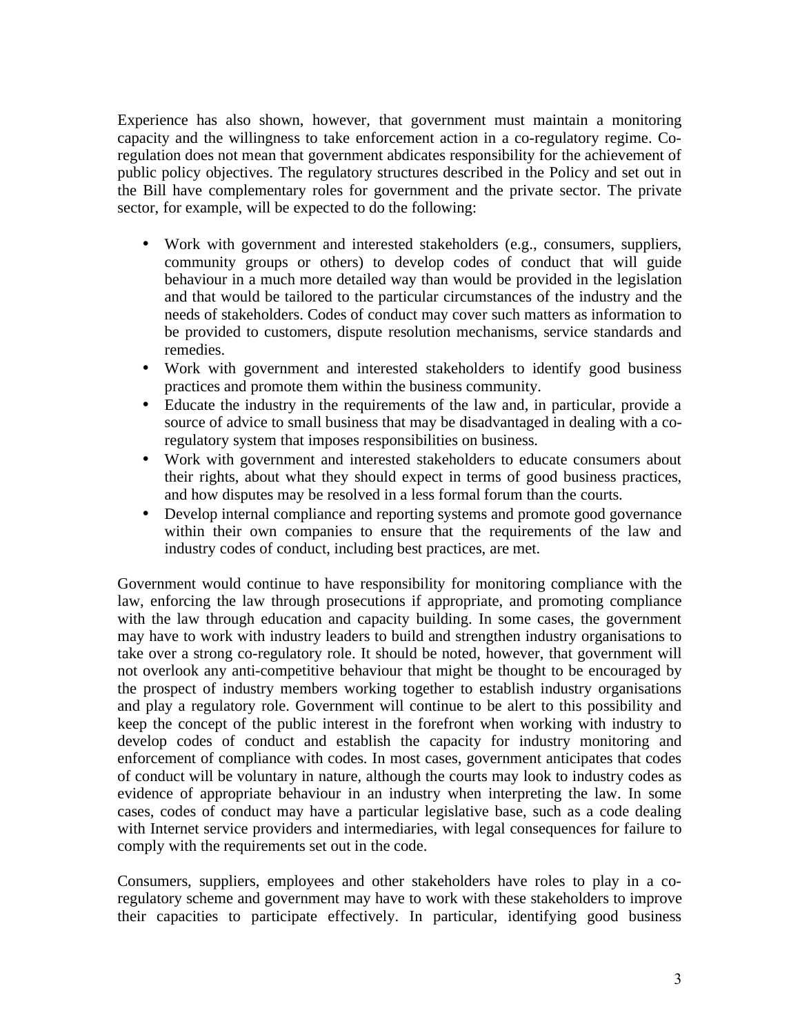Experience has also shown, however, that government must maintain a monitoring capacity and the willingness to take enforcement action in a co-regulatory regime. Co-regulation does not mean that government abdicates responsibility for the achievement of public policy objectives. The regulatory structures described in the Policy and set out in the Bill have complementary roles for government and the private sector. The private sector, for example, will be expected to do the following:

- Work with government and interested stakeholders (e.g., consumers, suppliers, community groups or others) to develop codes of conduct that will guide behaviour in a much more detailed way than would be provided in the legislation and that would be tailored to the particular circumstances of the industry and the needs of stakeholders. Codes of conduct may cover such matters as information to be provided to customers, dispute resolution mechanisms, service standards and remedies.
- Work with government and interested stakeholders to identify good business practices and promote them within the business community.
- Educate the industry in the requirements of the law and, in particular, provide a source of advice to small business that may be disadvantaged in dealing with a co-regulatory system that imposes responsibilities on business.
- Work with government and interested stakeholders to educate consumers about their rights, about what they should expect in terms of good business practices, and how disputes may be resolved in a less formal forum than the courts.
- Develop internal compliance and reporting systems and promote good governance within their own companies to ensure that the requirements of the law and industry codes of conduct, including best practices, are met.

Government would continue to have responsibility for monitoring compliance with the law, enforcing the law through prosecutions if appropriate, and promoting compliance with the law through education and capacity building. In some cases, the government may have to work with industry leaders to build and strengthen industry organisations to take over a strong co-regulatory role. It should be noted, however, that government will not overlook any anti-competitive behaviour that might be thought to be encouraged by the prospect of industry members working together to establish industry organisations and play a regulatory role. Government will continue to be alert to this possibility and keep the concept of the public interest in the forefront when working with industry to develop codes of conduct and establish the capacity for industry monitoring and enforcement of compliance with codes. In most cases, government anticipates that codes of conduct will be voluntary in nature, although the courts may look to industry codes as evidence of appropriate behaviour in an industry when interpreting the law. In some cases, codes of conduct may have a particular legislative base, such as a code dealing with Internet service providers and intermediaries, with legal consequences for failure to comply with the requirements set out in the code.

Consumers, suppliers, employees and other stakeholders have roles to play in a co-regulatory scheme and government may have to work with these stakeholders to improve their capacities to participate effectively. In particular, identifying good business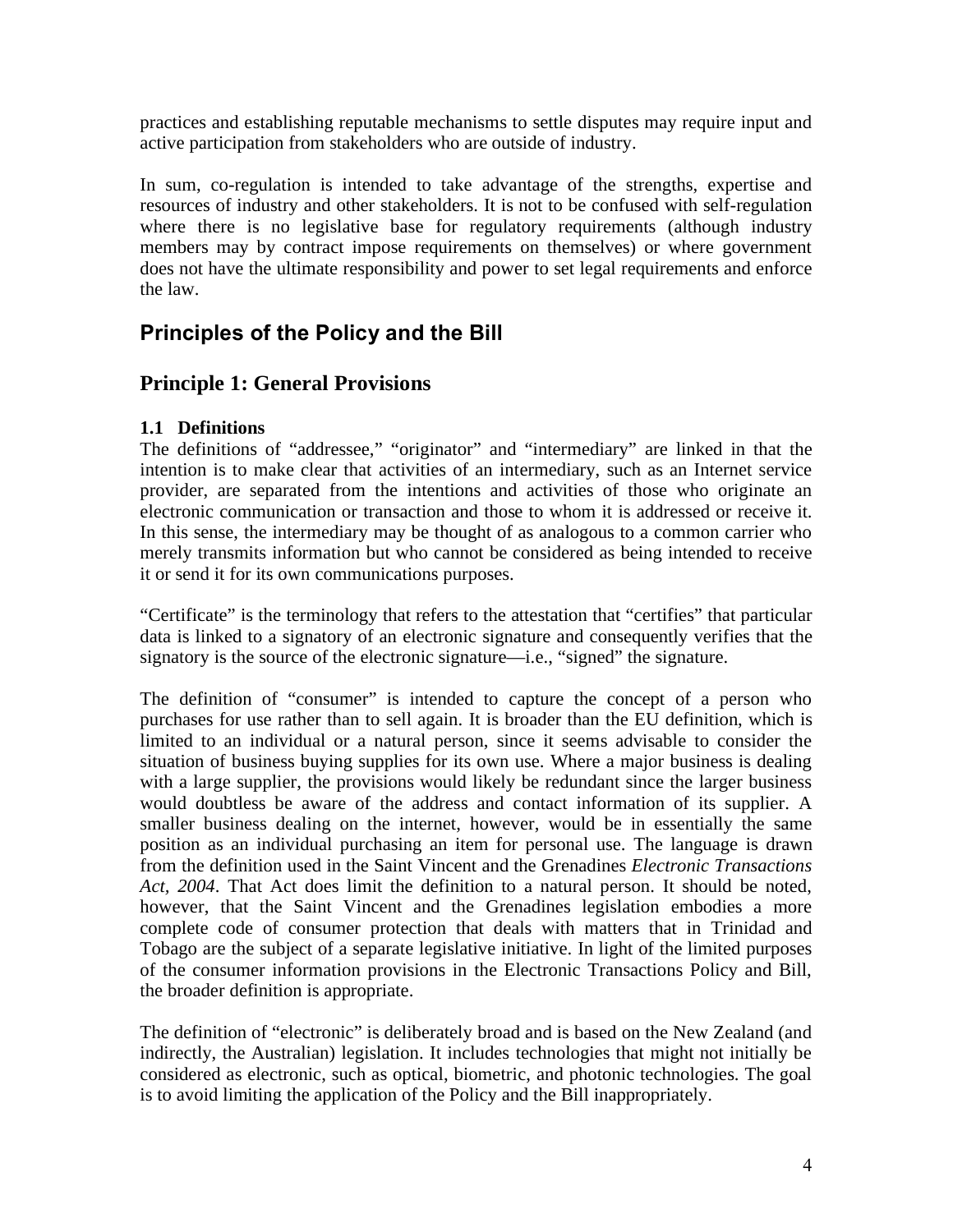practices and establishing reputable mechanisms to settle disputes may require input and active participation from stakeholders who are outside of industry.

In sum, co-regulation is intended to take advantage of the strengths, expertise and resources of industry and other stakeholders. It is not to be confused with self-regulation where there is no legislative base for regulatory requirements (although industry members may by contract impose requirements on themselves) or where government does not have the ultimate responsibility and power to set legal requirements and enforce the law.

## Principles of the Policy and the Bill

## Principle 1: General Provisions

### 1.1 Definitions

The definitions of "addressee," "originator" and "intermediary" are linked in that the intention is to make clear that activities of an intermediary, such as an Internet service provider, are separated from the intentions and activities of those who originate an electronic communication or transaction and those to whom it is addressed or receive it. In this sense, the intermediary may be thought of as analogous to a common carrier who merely transmits information but who cannot be considered as being intended to receive it or send it for its own communications purposes.

"Certificate" is the terminology that refers to the attestation that "certifies" that particular data is linked to a signatory of an electronic signature and consequently verifies that the signatory is the source of the electronic signature—i.e., "signed" the signature.

The definition of "consumer" is intended to capture the concept of a person who purchases for use rather than to sell again. It is broader than the EU definition, which is limited to an individual or a natural person, since it seems advisable to consider the situation of business buying supplies for its own use. Where a major business is dealing with a large supplier, the provisions would likely be redundant since the larger business would doubtless be aware of the address and contact information of its supplier. A smaller business dealing on the internet, however, would be in essentially the same position as an individual purchasing an item for personal use. The language is drawn from the definition used in the Saint Vincent and the Grenadines *Electronic Transactions Act, 2004*. That Act does limit the definition to a natural person. It should be noted, however, that the Saint Vincent and the Grenadines legislation embodies a more complete code of consumer protection that deals with matters that in Trinidad and Tobago are the subject of a separate legislative initiative. In light of the limited purposes of the consumer information provisions in the Electronic Transactions Policy and Bill, the broader definition is appropriate.

The definition of "electronic" is deliberately broad and is based on the New Zealand (and indirectly, the Australian) legislation. It includes technologies that might not initially be considered as electronic, such as optical, biometric, and photonic technologies. The goal is to avoid limiting the application of the Policy and the Bill inappropriately.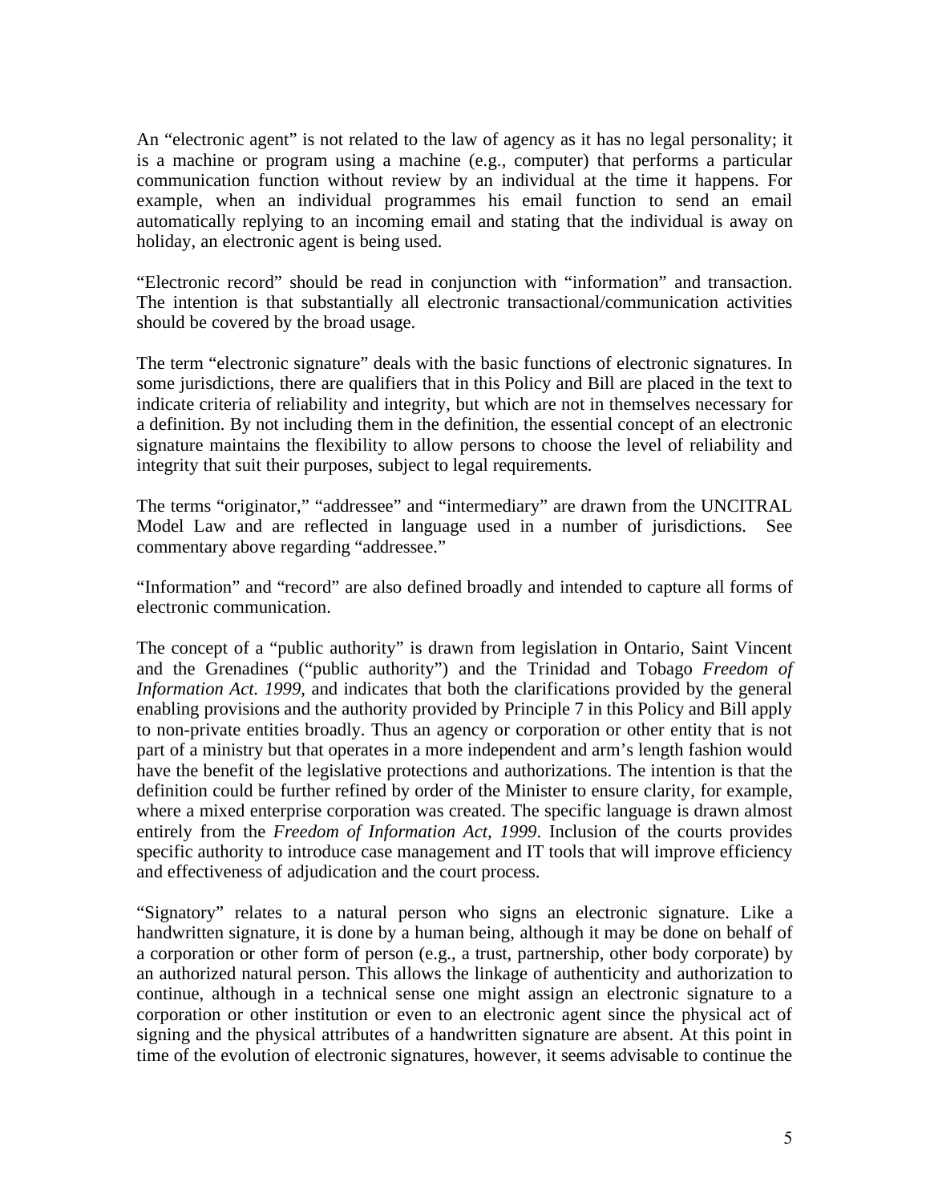An "electronic agent" is not related to the law of agency as it has no legal personality; it is a machine or program using a machine (e.g., computer) that performs a particular communication function without review by an individual at the time it happens. For example, when an individual programmes his email function to send an email automatically replying to an incoming email and stating that the individual is away on holiday, an electronic agent is being used.

"Electronic record" should be read in conjunction with "information" and transaction. The intention is that substantially all electronic transactional/communication activities should be covered by the broad usage.

The term "electronic signature" deals with the basic functions of electronic signatures. In some jurisdictions, there are qualifiers that in this Policy and Bill are placed in the text to indicate criteria of reliability and integrity, but which are not in themselves necessary for a definition. By not including them in the definition, the essential concept of an electronic signature maintains the flexibility to allow persons to choose the level of reliability and integrity that suit their purposes, subject to legal requirements.

The terms "originator," "addressee" and "intermediary" are drawn from the UNCITRAL Model Law and are reflected in language used in a number of jurisdictions. See commentary above regarding "addressee."

"Information" and "record" are also defined broadly and intended to capture all forms of electronic communication.

The concept of a "public authority" is drawn from legislation in Ontario, Saint Vincent and the Grenadines ("public authority") and the Trinidad and Tobago *Freedom of Information Act. 1999*, and indicates that both the clarifications provided by the general enabling provisions and the authority provided by Principle 7 in this Policy and Bill apply to non-private entities broadly. Thus an agency or corporation or other entity that is not part of a ministry but that operates in a more independent and arm's length fashion would have the benefit of the legislative protections and authorizations. The intention is that the definition could be further refined by order of the Minister to ensure clarity, for example, where a mixed enterprise corporation was created. The specific language is drawn almost entirely from the *Freedom of Information Act, 1999*. Inclusion of the courts provides specific authority to introduce case management and IT tools that will improve efficiency and effectiveness of adjudication and the court process.

"Signatory" relates to a natural person who signs an electronic signature. Like a handwritten signature, it is done by a human being, although it may be done on behalf of a corporation or other form of person (e.g., a trust, partnership, other body corporate) by an authorized natural person. This allows the linkage of authenticity and authorization to continue, although in a technical sense one might assign an electronic signature to a corporation or other institution or even to an electronic agent since the physical act of signing and the physical attributes of a handwritten signature are absent. At this point in time of the evolution of electronic signatures, however, it seems advisable to continue the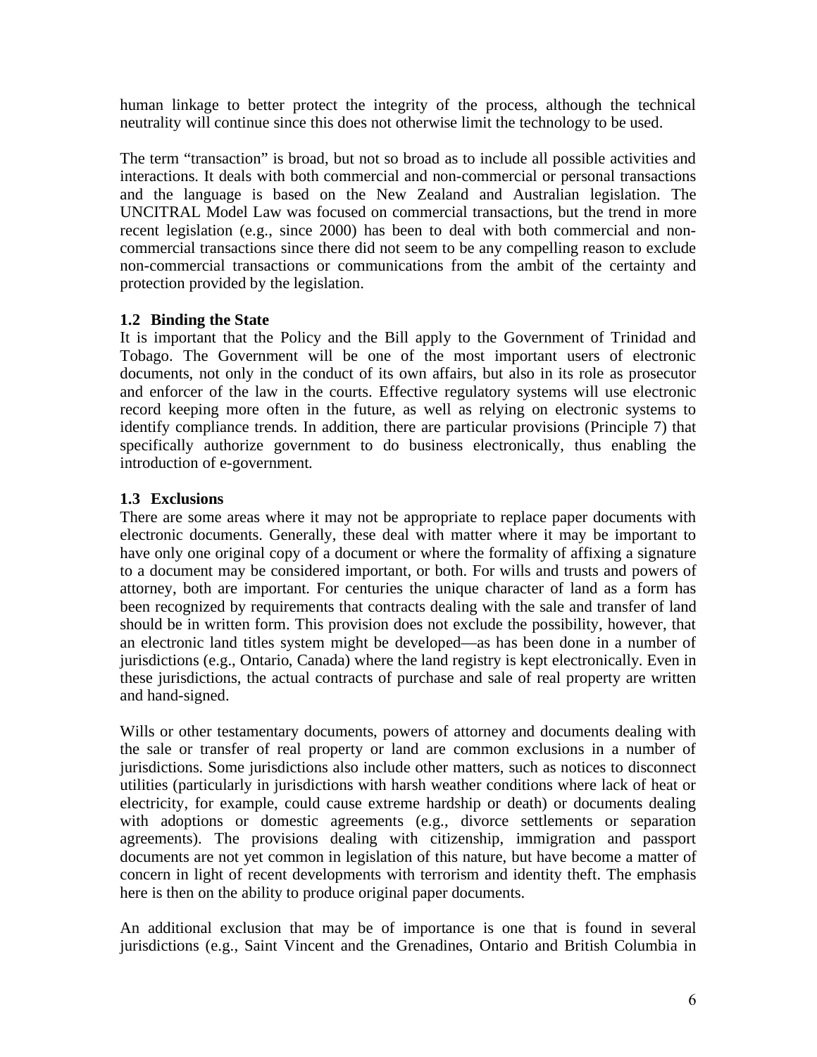human linkage to better protect the integrity of the process, although the technical neutrality will continue since this does not otherwise limit the technology to be used.

The term "transaction" is broad, but not so broad as to include all possible activities and interactions. It deals with both commercial and non-commercial or personal transactions and the language is based on the New Zealand and Australian legislation. The UNCITRAL Model Law was focused on commercial transactions, but the trend in more recent legislation (e.g., since 2000) has been to deal with both commercial and non-commercial transactions since there did not seem to be any compelling reason to exclude non-commercial transactions or communications from the ambit of the certainty and protection provided by the legislation.

### 1.2 Binding the State

It is important that the Policy and the Bill apply to the Government of Trinidad and Tobago. The Government will be one of the most important users of electronic documents, not only in the conduct of its own affairs, but also in its role as prosecutor and enforcer of the law in the courts. Effective regulatory systems will use electronic record keeping more often in the future, as well as relying on electronic systems to identify compliance trends. In addition, there are particular provisions (Principle 7) that specifically authorize government to do business electronically, thus enabling the introduction of e-government.

### 1.3 Exclusions

There are some areas where it may not be appropriate to replace paper documents with electronic documents. Generally, these deal with matter where it may be important to have only one original copy of a document or where the formality of affixing a signature to a document may be considered important, or both. For wills and trusts and powers of attorney, both are important. For centuries the unique character of land as a form has been recognized by requirements that contracts dealing with the sale and transfer of land should be in written form. This provision does not exclude the possibility, however, that an electronic land titles system might be developed—as has been done in a number of jurisdictions (e.g., Ontario, Canada) where the land registry is kept electronically. Even in these jurisdictions, the actual contracts of purchase and sale of real property are written and hand-signed.

Wills or other testamentary documents, powers of attorney and documents dealing with the sale or transfer of real property or land are common exclusions in a number of jurisdictions. Some jurisdictions also include other matters, such as notices to disconnect utilities (particularly in jurisdictions with harsh weather conditions where lack of heat or electricity, for example, could cause extreme hardship or death) or documents dealing with adoptions or domestic agreements (e.g., divorce settlements or separation agreements). The provisions dealing with citizenship, immigration and passport documents are not yet common in legislation of this nature, but have become a matter of concern in light of recent developments with terrorism and identity theft. The emphasis here is then on the ability to produce original paper documents.

An additional exclusion that may be of importance is one that is found in several jurisdictions (e.g., Saint Vincent and the Grenadines, Ontario and British Columbia in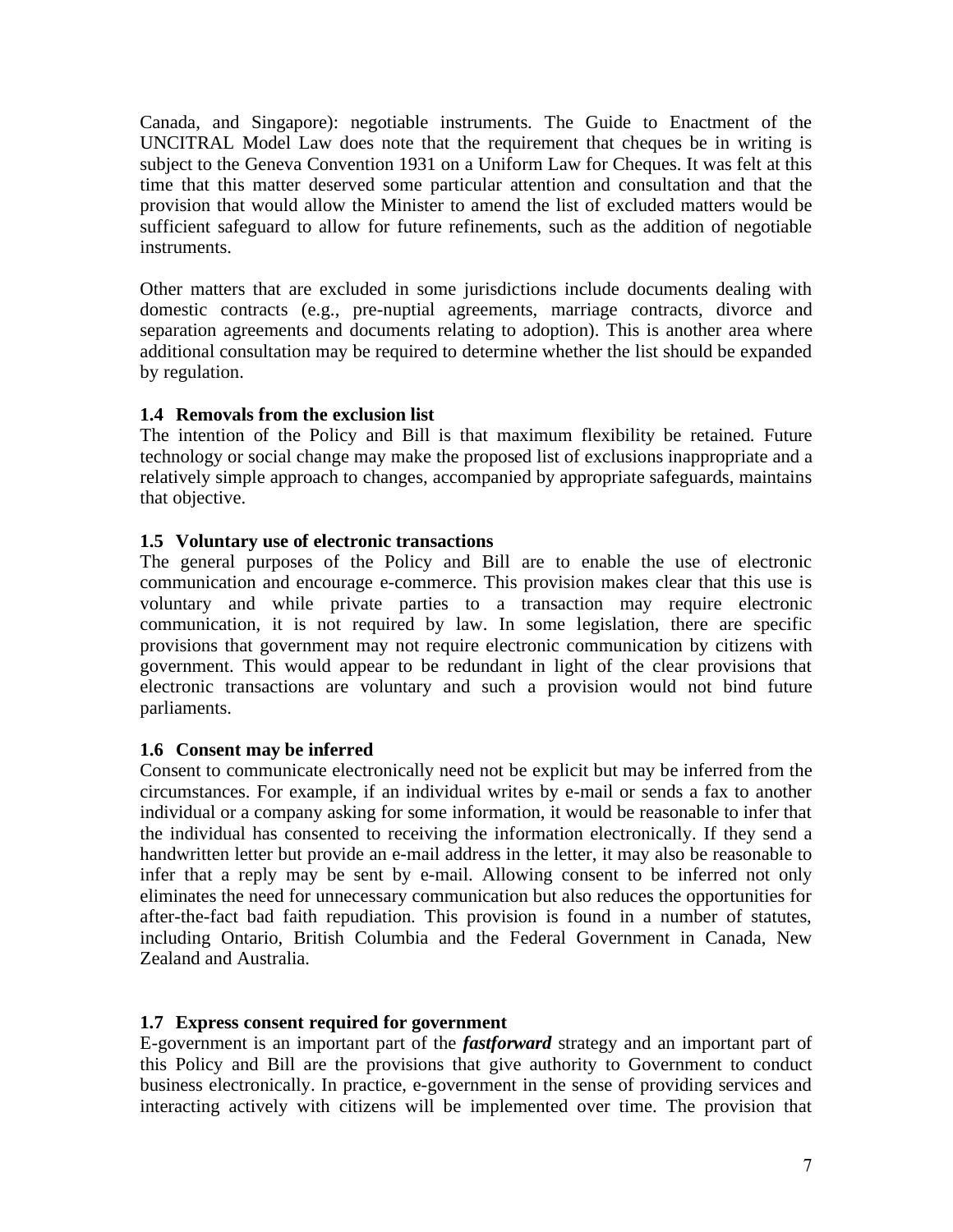Canada, and Singapore): negotiable instruments. The Guide to Enactment of the UNCITRAL Model Law does note that the requirement that cheques be in writing is subject to the Geneva Convention 1931 on a Uniform Law for Cheques. It was felt at this time that this matter deserved some particular attention and consultation and that the provision that would allow the Minister to amend the list of excluded matters would be sufficient safeguard to allow for future refinements, such as the addition of negotiable instruments.

Other matters that are excluded in some jurisdictions include documents dealing with domestic contracts (e.g., pre-nuptial agreements, marriage contracts, divorce and separation agreements and documents relating to adoption). This is another area where additional consultation may be required to determine whether the list should be expanded by regulation.

### 1.4 Removals from the exclusion list

The intention of the Policy and Bill is that maximum flexibility be retained. Future technology or social change may make the proposed list of exclusions inappropriate and a relatively simple approach to changes, accompanied by appropriate safeguards, maintains that objective.

### 1.5 Voluntary use of electronic transactions

The general purposes of the Policy and Bill are to enable the use of electronic communication and encourage e-commerce. This provision makes clear that this use is voluntary and while private parties to a transaction may require electronic communication, it is not required by law. In some legislation, there are specific provisions that government may not require electronic communication by citizens with government. This would appear to be redundant in light of the clear provisions that electronic transactions are voluntary and such a provision would not bind future parliaments.

### 1.6 Consent may be inferred

Consent to communicate electronically need not be explicit but may be inferred from the circumstances. For example, if an individual writes by e-mail or sends a fax to another individual or a company asking for some information, it would be reasonable to infer that the individual has consented to receiving the information electronically. If they send a handwritten letter but provide an e-mail address in the letter, it may also be reasonable to infer that a reply may be sent by e-mail. Allowing consent to be inferred not only eliminates the need for unnecessary communication but also reduces the opportunities for after-the-fact bad faith repudiation. This provision is found in a number of statutes, including Ontario, British Columbia and the Federal Government in Canada, New Zealand and Australia.

### 1.7 Express consent required for government

E-government is an important part of the ***fastforward*** strategy and an important part of this Policy and Bill are the provisions that give authority to Government to conduct business electronically. In practice, e-government in the sense of providing services and interacting actively with citizens will be implemented over time. The provision that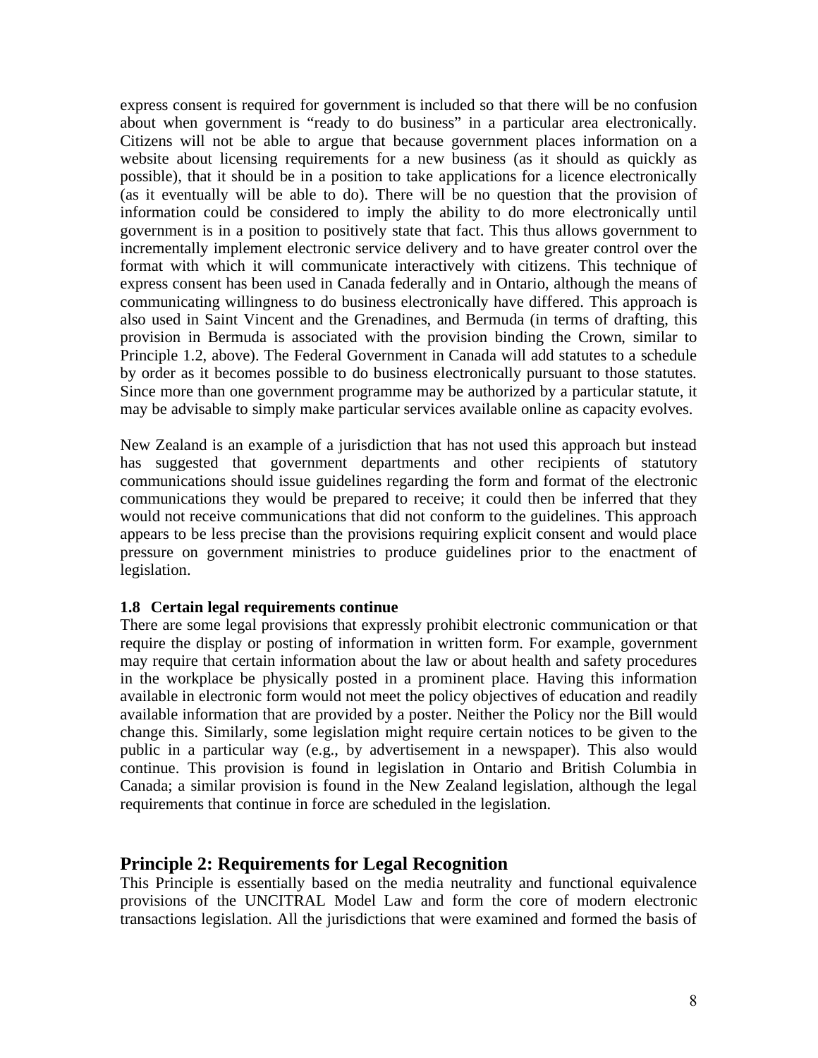express consent is required for government is included so that there will be no confusion about when government is "ready to do business" in a particular area electronically. Citizens will not be able to argue that because government places information on a website about licensing requirements for a new business (as it should as quickly as possible), that it should be in a position to take applications for a licence electronically (as it eventually will be able to do). There will be no question that the provision of information could be considered to imply the ability to do more electronically until government is in a position to positively state that fact. This thus allows government to incrementally implement electronic service delivery and to have greater control over the format with which it will communicate interactively with citizens. This technique of express consent has been used in Canada federally and in Ontario, although the means of communicating willingness to do business electronically have differed. This approach is also used in Saint Vincent and the Grenadines, and Bermuda (in terms of drafting, this provision in Bermuda is associated with the provision binding the Crown, similar to Principle 1.2, above). The Federal Government in Canada will add statutes to a schedule by order as it becomes possible to do business electronically pursuant to those statutes. Since more than one government programme may be authorized by a particular statute, it may be advisable to simply make particular services available online as capacity evolves.

New Zealand is an example of a jurisdiction that has not used this approach but instead has suggested that government departments and other recipients of statutory communications should issue guidelines regarding the form and format of the electronic communications they would be prepared to receive; it could then be inferred that they would not receive communications that did not conform to the guidelines. This approach appears to be less precise than the provisions requiring explicit consent and would place pressure on government ministries to produce guidelines prior to the enactment of legislation.

#### 1.8 Certain legal requirements continue

There are some legal provisions that expressly prohibit electronic communication or that require the display or posting of information in written form. For example, government may require that certain information about the law or about health and safety procedures in the workplace be physically posted in a prominent place. Having this information available in electronic form would not meet the policy objectives of education and readily available information that are provided by a poster. Neither the Policy nor the Bill would change this. Similarly, some legislation might require certain notices to be given to the public in a particular way (e.g., by advertisement in a newspaper). This also would continue. This provision is found in legislation in Ontario and British Columbia in Canada; a similar provision is found in the New Zealand legislation, although the legal requirements that continue in force are scheduled in the legislation.

## Principle 2: Requirements for Legal Recognition

This Principle is essentially based on the media neutrality and functional equivalence provisions of the UNCITRAL Model Law and form the core of modern electronic transactions legislation. All the jurisdictions that were examined and formed the basis of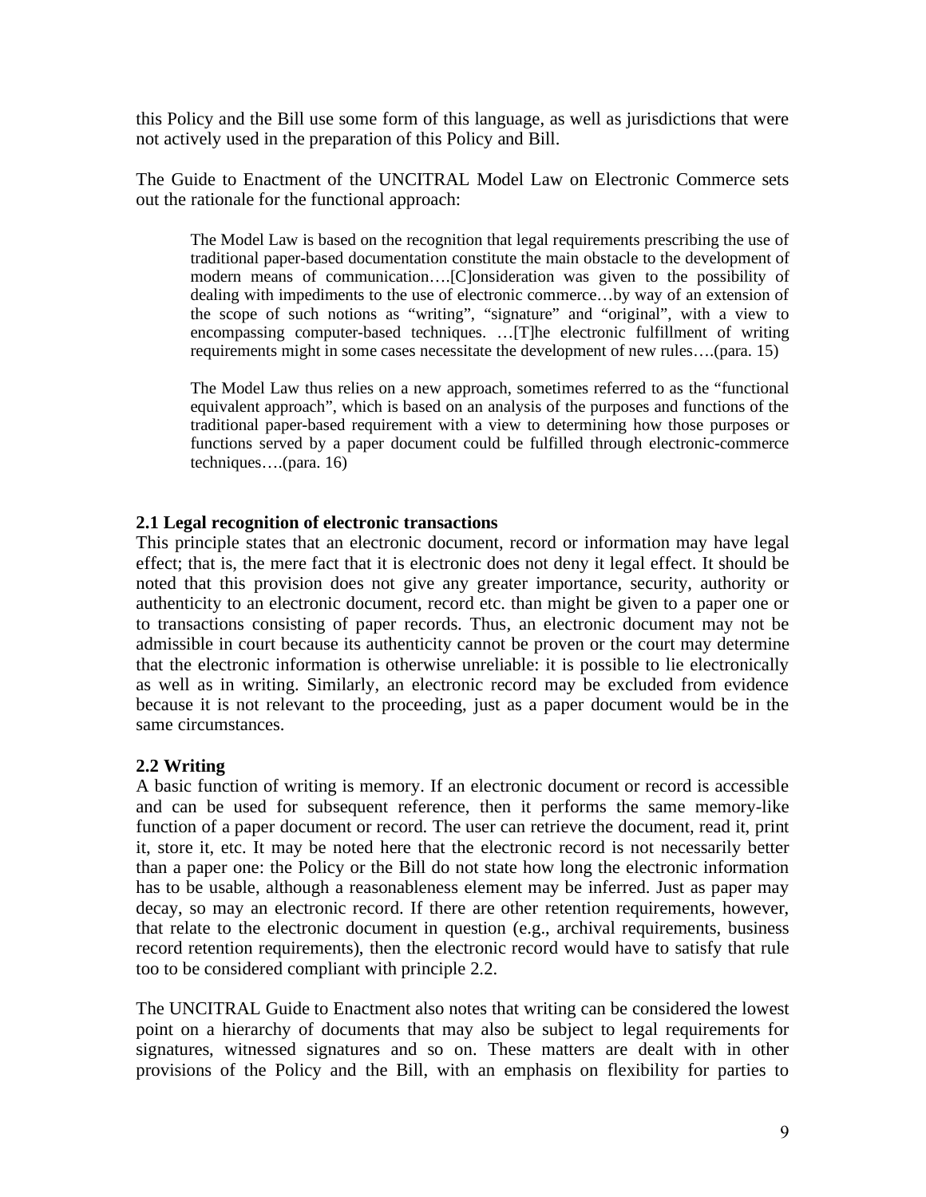this Policy and the Bill use some form of this language, as well as jurisdictions that were not actively used in the preparation of this Policy and Bill.

The Guide to Enactment of the UNCITRAL Model Law on Electronic Commerce sets out the rationale for the functional approach:

> The Model Law is based on the recognition that legal requirements prescribing the use of traditional paper-based documentation constitute the main obstacle to the development of modern means of communication….[C]onsideration was given to the possibility of dealing with impediments to the use of electronic commerce…by way of an extension of the scope of such notions as "writing", "signature" and "original", with a view to encompassing computer-based techniques. …[T]he electronic fulfillment of writing requirements might in some cases necessitate the development of new rules….(para. 15)
>
> The Model Law thus relies on a new approach, sometimes referred to as the "functional equivalent approach", which is based on an analysis of the purposes and functions of the traditional paper-based requirement with a view to determining how those purposes or functions served by a paper document could be fulfilled through electronic-commerce techniques….(para. 16)

### 2.1 Legal recognition of electronic transactions

This principle states that an electronic document, record or information may have legal effect; that is, the mere fact that it is electronic does not deny it legal effect. It should be noted that this provision does not give any greater importance, security, authority or authenticity to an electronic document, record etc. than might be given to a paper one or to transactions consisting of paper records. Thus, an electronic document may not be admissible in court because its authenticity cannot be proven or the court may determine that the electronic information is otherwise unreliable: it is possible to lie electronically as well as in writing. Similarly, an electronic record may be excluded from evidence because it is not relevant to the proceeding, just as a paper document would be in the same circumstances.

### 2.2 Writing

A basic function of writing is memory. If an electronic document or record is accessible and can be used for subsequent reference, then it performs the same memory-like function of a paper document or record. The user can retrieve the document, read it, print it, store it, etc. It may be noted here that the electronic record is not necessarily better than a paper one: the Policy or the Bill do not state how long the electronic information has to be usable, although a reasonableness element may be inferred. Just as paper may decay, so may an electronic record. If there are other retention requirements, however, that relate to the electronic document in question (e.g., archival requirements, business record retention requirements), then the electronic record would have to satisfy that rule too to be considered compliant with principle 2.2.

The UNCITRAL Guide to Enactment also notes that writing can be considered the lowest point on a hierarchy of documents that may also be subject to legal requirements for signatures, witnessed signatures and so on. These matters are dealt with in other provisions of the Policy and the Bill, with an emphasis on flexibility for parties to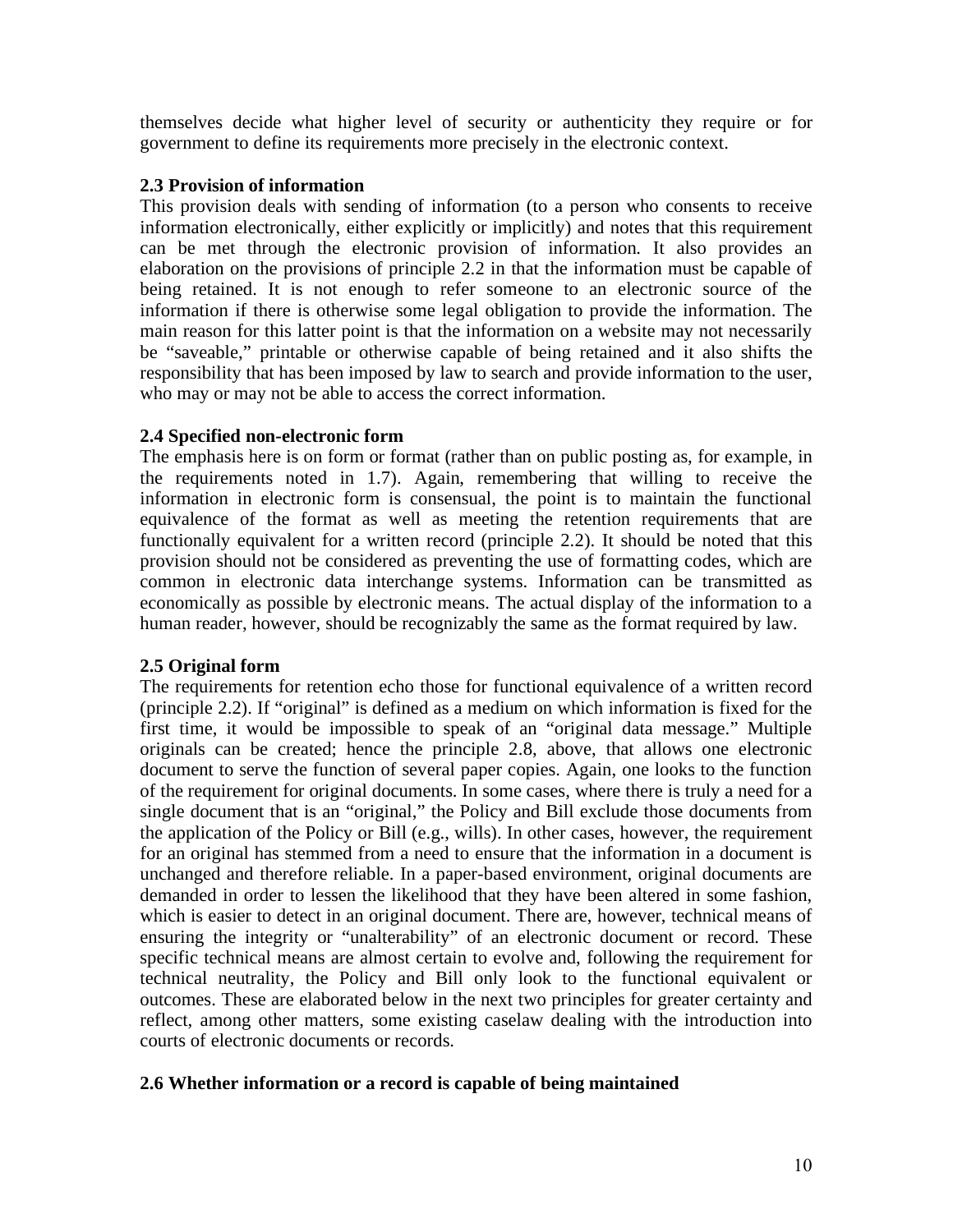themselves decide what higher level of security or authenticity they require or for government to define its requirements more precisely in the electronic context.

**2.3 Provision of information**

This provision deals with sending of information (to a person who consents to receive information electronically, either explicitly or implicitly) and notes that this requirement can be met through the electronic provision of information. It also provides an elaboration on the provisions of principle 2.2 in that the information must be capable of being retained. It is not enough to refer someone to an electronic source of the information if there is otherwise some legal obligation to provide the information. The main reason for this latter point is that the information on a website may not necessarily be "saveable," printable or otherwise capable of being retained and it also shifts the responsibility that has been imposed by law to search and provide information to the user, who may or may not be able to access the correct information.

**2.4 Specified non-electronic form**

The emphasis here is on form or format (rather than on public posting as, for example, in the requirements noted in 1.7). Again, remembering that willing to receive the information in electronic form is consensual, the point is to maintain the functional equivalence of the format as well as meeting the retention requirements that are functionally equivalent for a written record (principle 2.2). It should be noted that this provision should not be considered as preventing the use of formatting codes, which are common in electronic data interchange systems. Information can be transmitted as economically as possible by electronic means. The actual display of the information to a human reader, however, should be recognizably the same as the format required by law.

**2.5 Original form**

The requirements for retention echo those for functional equivalence of a written record (principle 2.2). If "original" is defined as a medium on which information is fixed for the first time, it would be impossible to speak of an "original data message." Multiple originals can be created; hence the principle 2.8, above, that allows one electronic document to serve the function of several paper copies. Again, one looks to the function of the requirement for original documents. In some cases, where there is truly a need for a single document that is an "original," the Policy and Bill exclude those documents from the application of the Policy or Bill (e.g., wills). In other cases, however, the requirement for an original has stemmed from a need to ensure that the information in a document is unchanged and therefore reliable. In a paper-based environment, original documents are demanded in order to lessen the likelihood that they have been altered in some fashion, which is easier to detect in an original document. There are, however, technical means of ensuring the integrity or "unalterability" of an electronic document or record. These specific technical means are almost certain to evolve and, following the requirement for technical neutrality, the Policy and Bill only look to the functional equivalent or outcomes. These are elaborated below in the next two principles for greater certainty and reflect, among other matters, some existing caselaw dealing with the introduction into courts of electronic documents or records.

**2.6 Whether information or a record is capable of being maintained**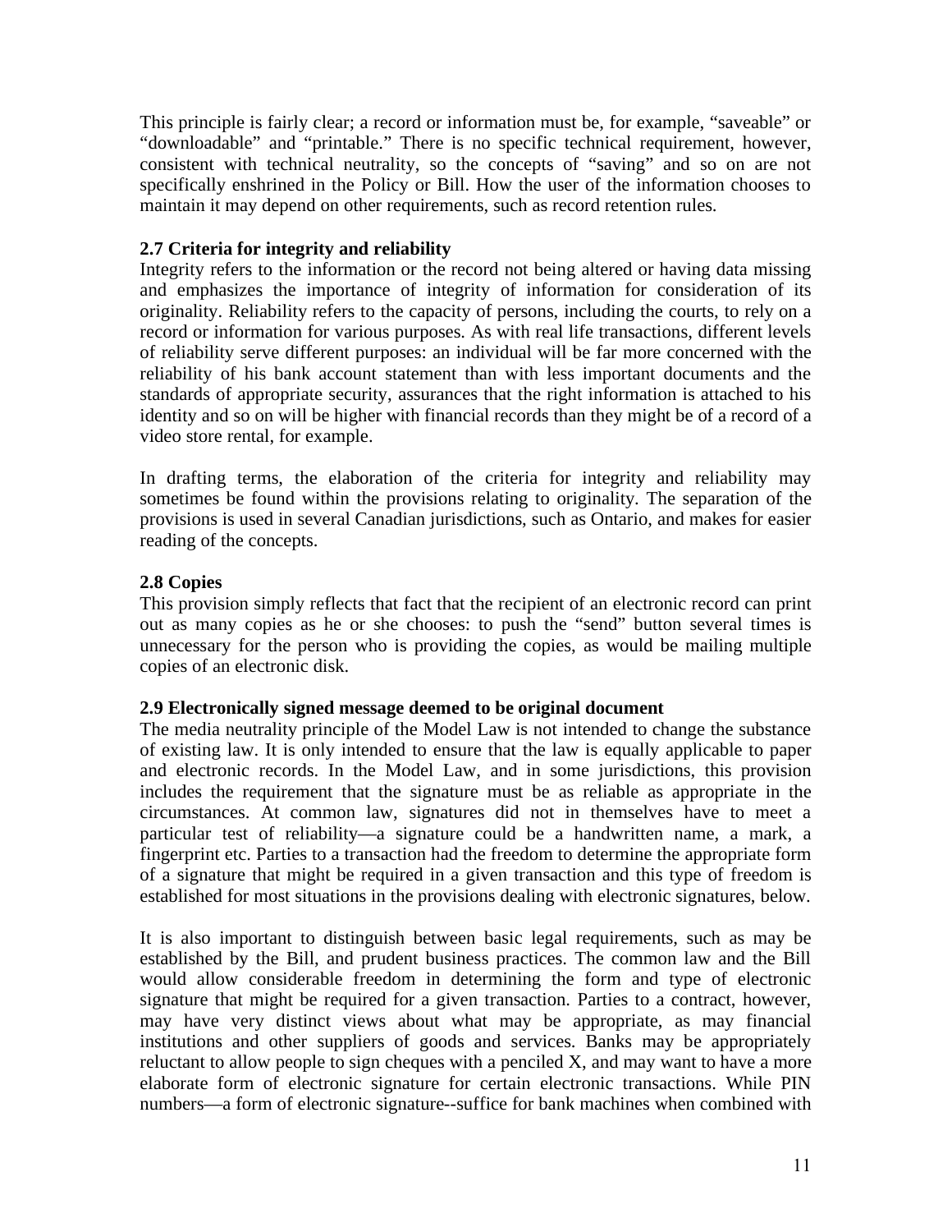This principle is fairly clear; a record or information must be, for example, "saveable" or "downloadable" and "printable." There is no specific technical requirement, however, consistent with technical neutrality, so the concepts of "saving" and so on are not specifically enshrined in the Policy or Bill. How the user of the information chooses to maintain it may depend on other requirements, such as record retention rules.

### 2.7 Criteria for integrity and reliability

Integrity refers to the information or the record not being altered or having data missing and emphasizes the importance of integrity of information for consideration of its originality. Reliability refers to the capacity of persons, including the courts, to rely on a record or information for various purposes. As with real life transactions, different levels of reliability serve different purposes: an individual will be far more concerned with the reliability of his bank account statement than with less important documents and the standards of appropriate security, assurances that the right information is attached to his identity and so on will be higher with financial records than they might be of a record of a video store rental, for example.

In drafting terms, the elaboration of the criteria for integrity and reliability may sometimes be found within the provisions relating to originality. The separation of the provisions is used in several Canadian jurisdictions, such as Ontario, and makes for easier reading of the concepts.

### 2.8 Copies

This provision simply reflects that fact that the recipient of an electronic record can print out as many copies as he or she chooses: to push the "send" button several times is unnecessary for the person who is providing the copies, as would be mailing multiple copies of an electronic disk.

### 2.9 Electronically signed message deemed to be original document

The media neutrality principle of the Model Law is not intended to change the substance of existing law. It is only intended to ensure that the law is equally applicable to paper and electronic records. In the Model Law, and in some jurisdictions, this provision includes the requirement that the signature must be as reliable as appropriate in the circumstances. At common law, signatures did not in themselves have to meet a particular test of reliability—a signature could be a handwritten name, a mark, a fingerprint etc. Parties to a transaction had the freedom to determine the appropriate form of a signature that might be required in a given transaction and this type of freedom is established for most situations in the provisions dealing with electronic signatures, below.

It is also important to distinguish between basic legal requirements, such as may be established by the Bill, and prudent business practices. The common law and the Bill would allow considerable freedom in determining the form and type of electronic signature that might be required for a given transaction. Parties to a contract, however, may have very distinct views about what may be appropriate, as may financial institutions and other suppliers of goods and services. Banks may be appropriately reluctant to allow people to sign cheques with a penciled X, and may want to have a more elaborate form of electronic signature for certain electronic transactions. While PIN numbers—a form of electronic signature--suffice for bank machines when combined with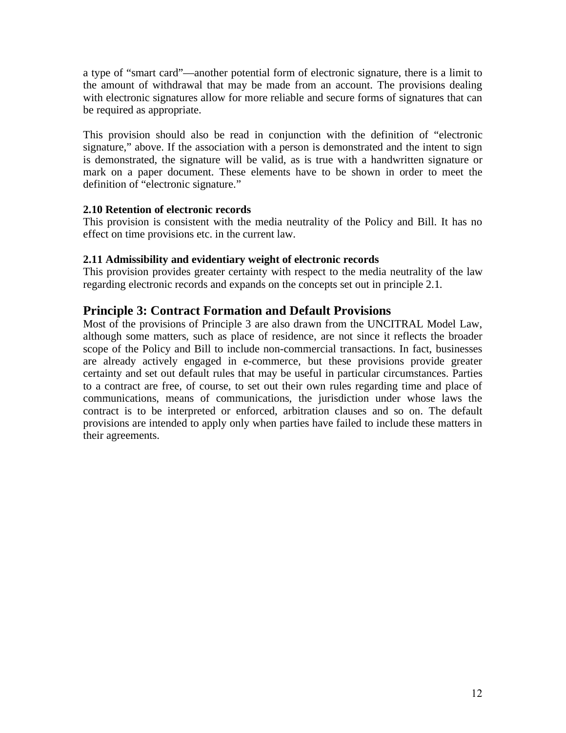a type of “smart card”—another potential form of electronic signature, there is a limit to the amount of withdrawal that may be made from an account. The provisions dealing with electronic signatures allow for more reliable and secure forms of signatures that can be required as appropriate.

This provision should also be read in conjunction with the definition of “electronic signature,” above. If the association with a person is demonstrated and the intent to sign is demonstrated, the signature will be valid, as is true with a handwritten signature or mark on a paper document. These elements have to be shown in order to meet the definition of “electronic signature.”

**2.10 Retention of electronic records**
This provision is consistent with the media neutrality of the Policy and Bill. It has no effect on time provisions etc. in the current law.

**2.11 Admissibility and evidentiary weight of electronic records**
This provision provides greater certainty with respect to the media neutrality of the law regarding electronic records and expands on the concepts set out in principle 2.1.

## Principle 3: Contract Formation and Default Provisions

Most of the provisions of Principle 3 are also drawn from the UNCITRAL Model Law, although some matters, such as place of residence, are not since it reflects the broader scope of the Policy and Bill to include non-commercial transactions. In fact, businesses are already actively engaged in e-commerce, but these provisions provide greater certainty and set out default rules that may be useful in particular circumstances. Parties to a contract are free, of course, to set out their own rules regarding time and place of communications, means of communications, the jurisdiction under whose laws the contract is to be interpreted or enforced, arbitration clauses and so on. The default provisions are intended to apply only when parties have failed to include these matters in their agreements.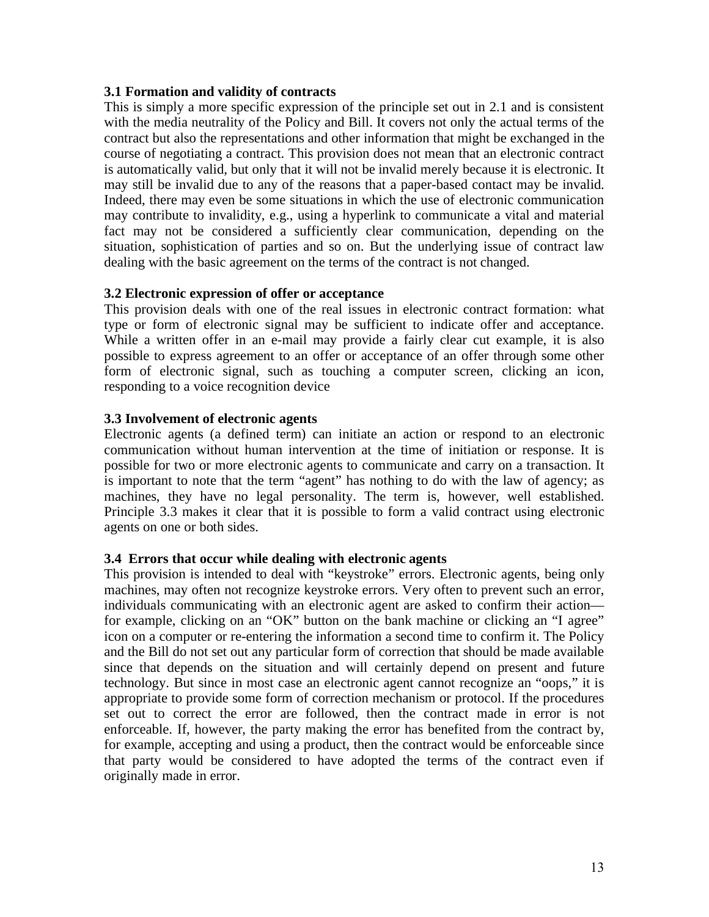### 3.1 Formation and validity of contracts

This is simply a more specific expression of the principle set out in 2.1 and is consistent with the media neutrality of the Policy and Bill. It covers not only the actual terms of the contract but also the representations and other information that might be exchanged in the course of negotiating a contract. This provision does not mean that an electronic contract is automatically valid, but only that it will not be invalid merely because it is electronic. It may still be invalid due to any of the reasons that a paper-based contact may be invalid. Indeed, there may even be some situations in which the use of electronic communication may contribute to invalidity, e.g., using a hyperlink to communicate a vital and material fact may not be considered a sufficiently clear communication, depending on the situation, sophistication of parties and so on. But the underlying issue of contract law dealing with the basic agreement on the terms of the contract is not changed.

### 3.2 Electronic expression of offer or acceptance

This provision deals with one of the real issues in electronic contract formation: what type or form of electronic signal may be sufficient to indicate offer and acceptance. While a written offer in an e-mail may provide a fairly clear cut example, it is also possible to express agreement to an offer or acceptance of an offer through some other form of electronic signal, such as touching a computer screen, clicking an icon, responding to a voice recognition device

### 3.3 Involvement of electronic agents

Electronic agents (a defined term) can initiate an action or respond to an electronic communication without human intervention at the time of initiation or response. It is possible for two or more electronic agents to communicate and carry on a transaction. It is important to note that the term "agent" has nothing to do with the law of agency; as machines, they have no legal personality. The term is, however, well established. Principle 3.3 makes it clear that it is possible to form a valid contract using electronic agents on one or both sides.

### 3.4 Errors that occur while dealing with electronic agents

This provision is intended to deal with "keystroke" errors. Electronic agents, being only machines, may often not recognize keystroke errors. Very often to prevent such an error, individuals communicating with an electronic agent are asked to confirm their action—for example, clicking on an "OK" button on the bank machine or clicking an "I agree" icon on a computer or re-entering the information a second time to confirm it. The Policy and the Bill do not set out any particular form of correction that should be made available since that depends on the situation and will certainly depend on present and future technology. But since in most case an electronic agent cannot recognize an "oops," it is appropriate to provide some form of correction mechanism or protocol. If the procedures set out to correct the error are followed, then the contract made in error is not enforceable. If, however, the party making the error has benefited from the contract by, for example, accepting and using a product, then the contract would be enforceable since that party would be considered to have adopted the terms of the contract even if originally made in error.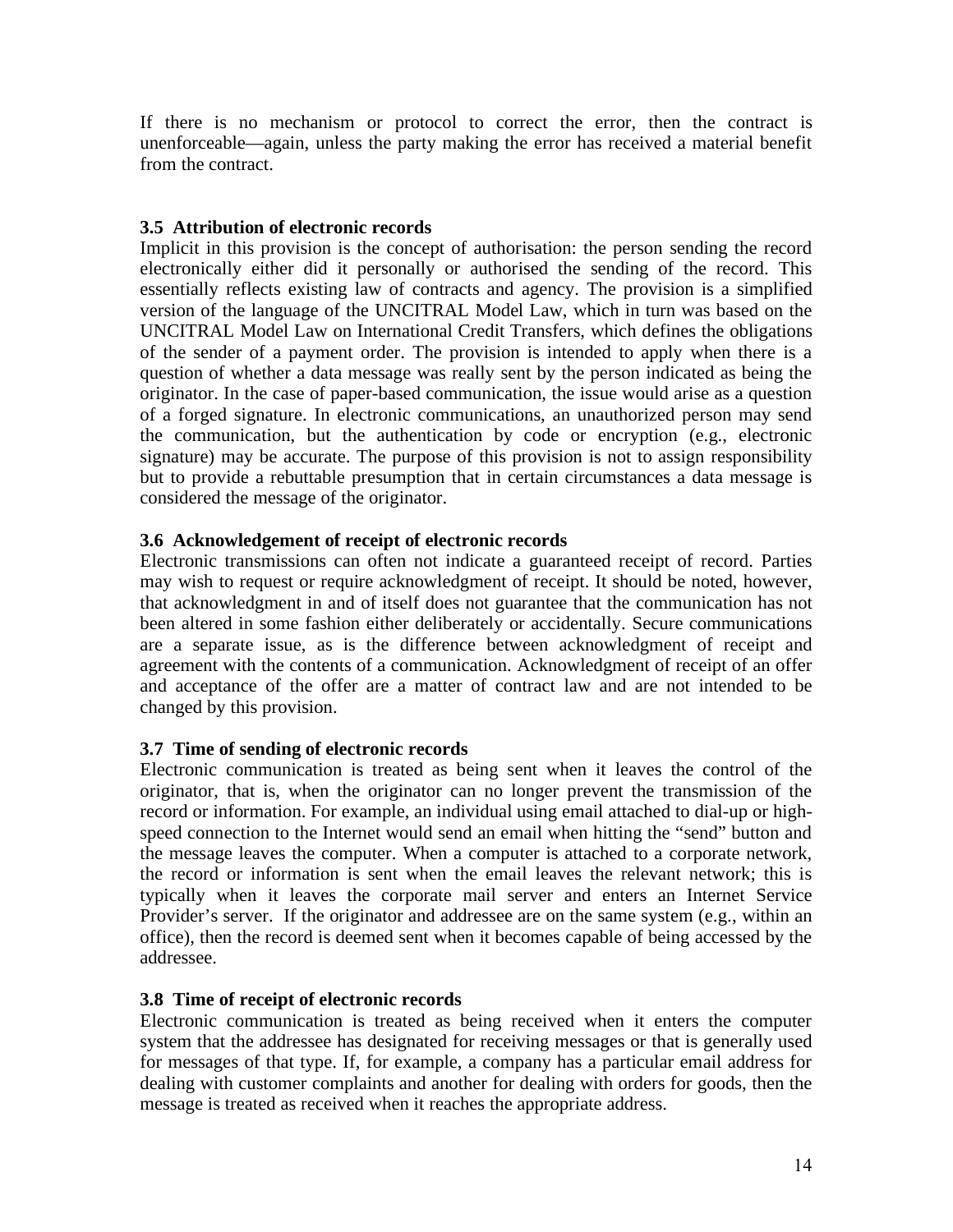If there is no mechanism or protocol to correct the error, then the contract is unenforceable—again, unless the party making the error has received a material benefit from the contract.

### 3.5 Attribution of electronic records

Implicit in this provision is the concept of authorisation: the person sending the record electronically either did it personally or authorised the sending of the record. This essentially reflects existing law of contracts and agency. The provision is a simplified version of the language of the UNCITRAL Model Law, which in turn was based on the UNCITRAL Model Law on International Credit Transfers, which defines the obligations of the sender of a payment order. The provision is intended to apply when there is a question of whether a data message was really sent by the person indicated as being the originator. In the case of paper-based communication, the issue would arise as a question of a forged signature. In electronic communications, an unauthorized person may send the communication, but the authentication by code or encryption (e.g., electronic signature) may be accurate. The purpose of this provision is not to assign responsibility but to provide a rebuttable presumption that in certain circumstances a data message is considered the message of the originator.

### 3.6 Acknowledgement of receipt of electronic records

Electronic transmissions can often not indicate a guaranteed receipt of record. Parties may wish to request or require acknowledgment of receipt. It should be noted, however, that acknowledgment in and of itself does not guarantee that the communication has not been altered in some fashion either deliberately or accidentally. Secure communications are a separate issue, as is the difference between acknowledgment of receipt and agreement with the contents of a communication. Acknowledgment of receipt of an offer and acceptance of the offer are a matter of contract law and are not intended to be changed by this provision.

### 3.7 Time of sending of electronic records

Electronic communication is treated as being sent when it leaves the control of the originator, that is, when the originator can no longer prevent the transmission of the record or information. For example, an individual using email attached to dial-up or high-speed connection to the Internet would send an email when hitting the "send" button and the message leaves the computer. When a computer is attached to a corporate network, the record or information is sent when the email leaves the relevant network; this is typically when it leaves the corporate mail server and enters an Internet Service Provider's server. If the originator and addressee are on the same system (e.g., within an office), then the record is deemed sent when it becomes capable of being accessed by the addressee.

### 3.8 Time of receipt of electronic records

Electronic communication is treated as being received when it enters the computer system that the addressee has designated for receiving messages or that is generally used for messages of that type. If, for example, a company has a particular email address for dealing with customer complaints and another for dealing with orders for goods, then the message is treated as received when it reaches the appropriate address.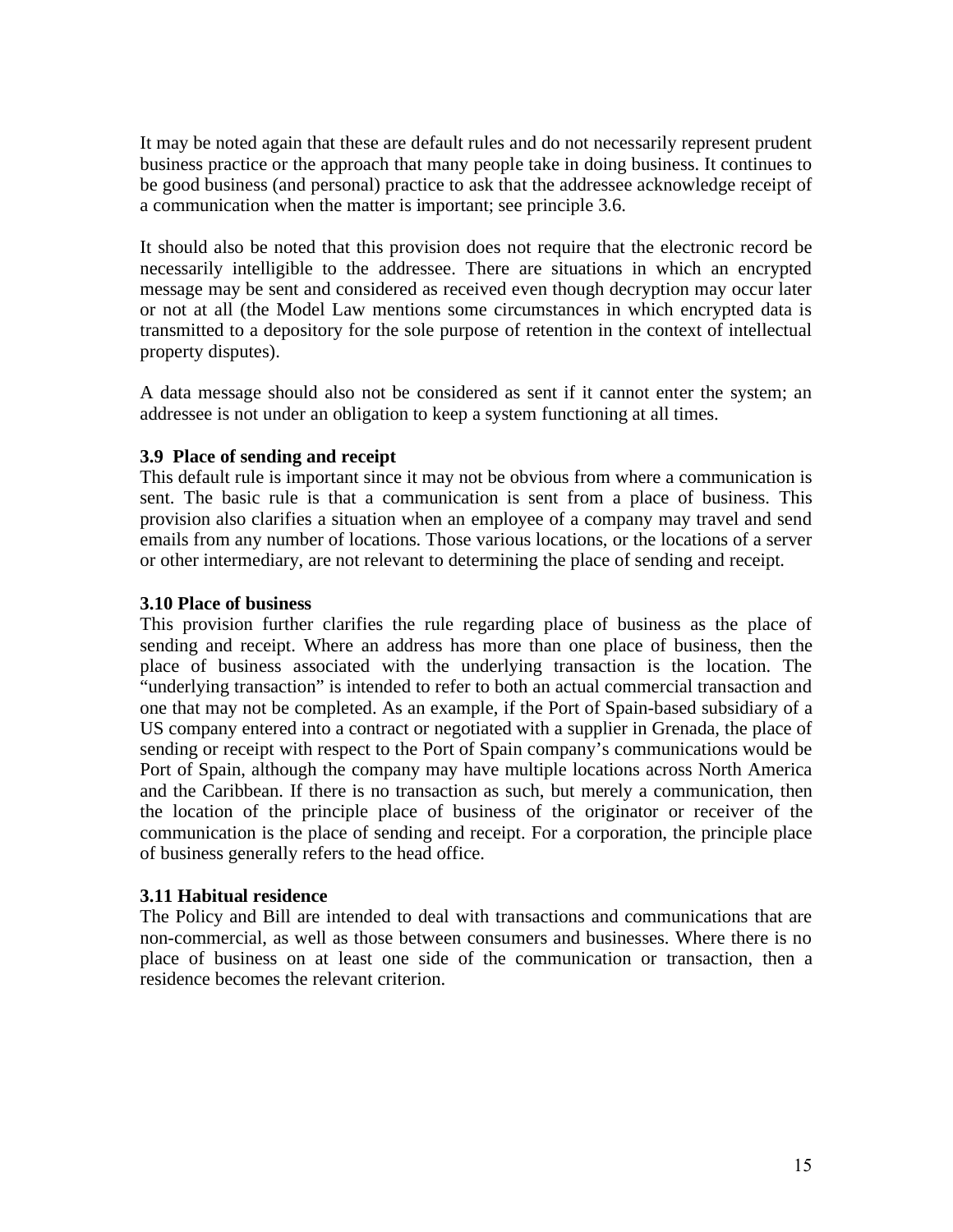It may be noted again that these are default rules and do not necessarily represent prudent business practice or the approach that many people take in doing business. It continues to be good business (and personal) practice to ask that the addressee acknowledge receipt of a communication when the matter is important; see principle 3.6.

It should also be noted that this provision does not require that the electronic record be necessarily intelligible to the addressee. There are situations in which an encrypted message may be sent and considered as received even though decryption may occur later or not at all (the Model Law mentions some circumstances in which encrypted data is transmitted to a depository for the sole purpose of retention in the context of intellectual property disputes).

A data message should also not be considered as sent if it cannot enter the system; an addressee is not under an obligation to keep a system functioning at all times.

**3.9 Place of sending and receipt**
This default rule is important since it may not be obvious from where a communication is sent. The basic rule is that a communication is sent from a place of business. This provision also clarifies a situation when an employee of a company may travel and send emails from any number of locations. Those various locations, or the locations of a server or other intermediary, are not relevant to determining the place of sending and receipt.

**3.10 Place of business**
This provision further clarifies the rule regarding place of business as the place of sending and receipt. Where an address has more than one place of business, then the place of business associated with the underlying transaction is the location. The "underlying transaction" is intended to refer to both an actual commercial transaction and one that may not be completed. As an example, if the Port of Spain-based subsidiary of a US company entered into a contract or negotiated with a supplier in Grenada, the place of sending or receipt with respect to the Port of Spain company's communications would be Port of Spain, although the company may have multiple locations across North America and the Caribbean. If there is no transaction as such, but merely a communication, then the location of the principle place of business of the originator or receiver of the communication is the place of sending and receipt. For a corporation, the principle place of business generally refers to the head office.

**3.11 Habitual residence**
The Policy and Bill are intended to deal with transactions and communications that are non-commercial, as well as those between consumers and businesses. Where there is no place of business on at least one side of the communication or transaction, then a residence becomes the relevant criterion.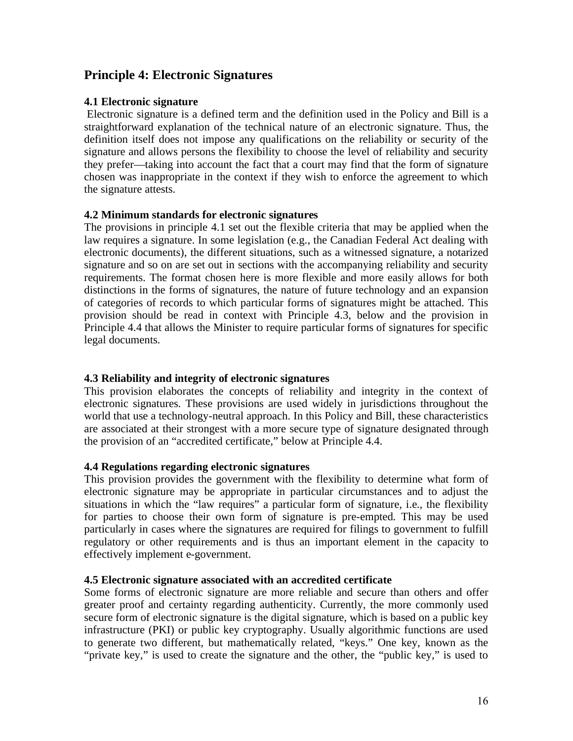## Principle 4: Electronic Signatures

### 4.1 Electronic signature

Electronic signature is a defined term and the definition used in the Policy and Bill is a straightforward explanation of the technical nature of an electronic signature. Thus, the definition itself does not impose any qualifications on the reliability or security of the signature and allows persons the flexibility to choose the level of reliability and security they prefer—taking into account the fact that a court may find that the form of signature chosen was inappropriate in the context if they wish to enforce the agreement to which the signature attests.

### 4.2 Minimum standards for electronic signatures

The provisions in principle 4.1 set out the flexible criteria that may be applied when the law requires a signature. In some legislation (e.g., the Canadian Federal Act dealing with electronic documents), the different situations, such as a witnessed signature, a notarized signature and so on are set out in sections with the accompanying reliability and security requirements. The format chosen here is more flexible and more easily allows for both distinctions in the forms of signatures, the nature of future technology and an expansion of categories of records to which particular forms of signatures might be attached. This provision should be read in context with Principle 4.3, below and the provision in Principle 4.4 that allows the Minister to require particular forms of signatures for specific legal documents.

### 4.3 Reliability and integrity of electronic signatures

This provision elaborates the concepts of reliability and integrity in the context of electronic signatures. These provisions are used widely in jurisdictions throughout the world that use a technology-neutral approach. In this Policy and Bill, these characteristics are associated at their strongest with a more secure type of signature designated through the provision of an "accredited certificate," below at Principle 4.4.

### 4.4 Regulations regarding electronic signatures

This provision provides the government with the flexibility to determine what form of electronic signature may be appropriate in particular circumstances and to adjust the situations in which the "law requires" a particular form of signature, i.e., the flexibility for parties to choose their own form of signature is pre-empted. This may be used particularly in cases where the signatures are required for filings to government to fulfill regulatory or other requirements and is thus an important element in the capacity to effectively implement e-government.

### 4.5 Electronic signature associated with an accredited certificate

Some forms of electronic signature are more reliable and secure than others and offer greater proof and certainty regarding authenticity. Currently, the more commonly used secure form of electronic signature is the digital signature, which is based on a public key infrastructure (PKI) or public key cryptography. Usually algorithmic functions are used to generate two different, but mathematically related, "keys." One key, known as the "private key," is used to create the signature and the other, the "public key," is used to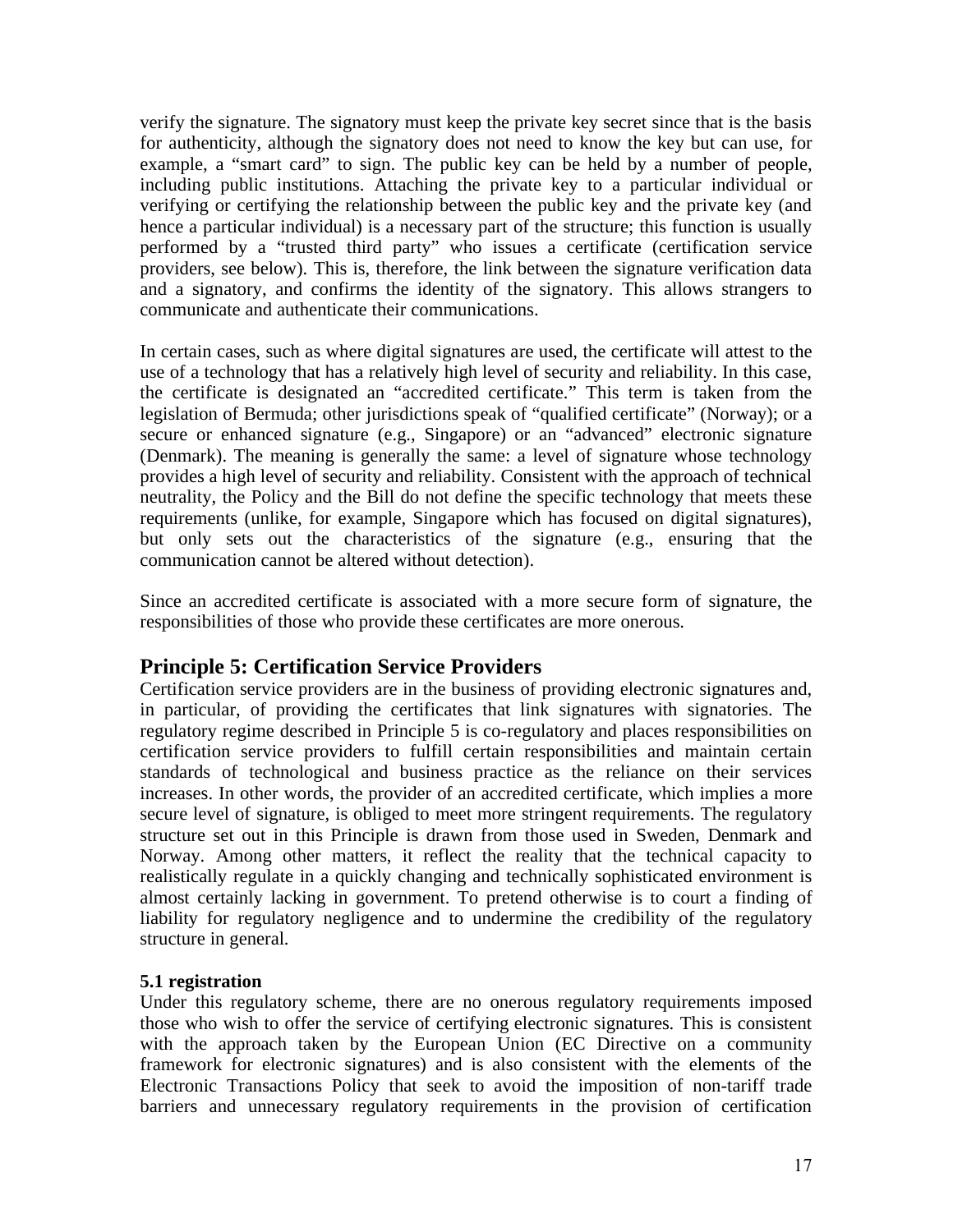verify the signature. The signatory must keep the private key secret since that is the basis for authenticity, although the signatory does not need to know the key but can use, for example, a "smart card" to sign. The public key can be held by a number of people, including public institutions. Attaching the private key to a particular individual or verifying or certifying the relationship between the public key and the private key (and hence a particular individual) is a necessary part of the structure; this function is usually performed by a "trusted third party" who issues a certificate (certification service providers, see below). This is, therefore, the link between the signature verification data and a signatory, and confirms the identity of the signatory. This allows strangers to communicate and authenticate their communications.

In certain cases, such as where digital signatures are used, the certificate will attest to the use of a technology that has a relatively high level of security and reliability. In this case, the certificate is designated an "accredited certificate." This term is taken from the legislation of Bermuda; other jurisdictions speak of "qualified certificate" (Norway); or a secure or enhanced signature (e.g., Singapore) or an "advanced" electronic signature (Denmark). The meaning is generally the same: a level of signature whose technology provides a high level of security and reliability. Consistent with the approach of technical neutrality, the Policy and the Bill do not define the specific technology that meets these requirements (unlike, for example, Singapore which has focused on digital signatures), but only sets out the characteristics of the signature (e.g., ensuring that the communication cannot be altered without detection).

Since an accredited certificate is associated with a more secure form of signature, the responsibilities of those who provide these certificates are more onerous.

## Principle 5: Certification Service Providers

Certification service providers are in the business of providing electronic signatures and, in particular, of providing the certificates that link signatures with signatories. The regulatory regime described in Principle 5 is co-regulatory and places responsibilities on certification service providers to fulfill certain responsibilities and maintain certain standards of technological and business practice as the reliance on their services increases. In other words, the provider of an accredited certificate, which implies a more secure level of signature, is obliged to meet more stringent requirements. The regulatory structure set out in this Principle is drawn from those used in Sweden, Denmark and Norway. Among other matters, it reflect the reality that the technical capacity to realistically regulate in a quickly changing and technically sophisticated environment is almost certainly lacking in government. To pretend otherwise is to court a finding of liability for regulatory negligence and to undermine the credibility of the regulatory structure in general.

### 5.1 registration

Under this regulatory scheme, there are no onerous regulatory requirements imposed those who wish to offer the service of certifying electronic signatures. This is consistent with the approach taken by the European Union (EC Directive on a community framework for electronic signatures) and is also consistent with the elements of the Electronic Transactions Policy that seek to avoid the imposition of non-tariff trade barriers and unnecessary regulatory requirements in the provision of certification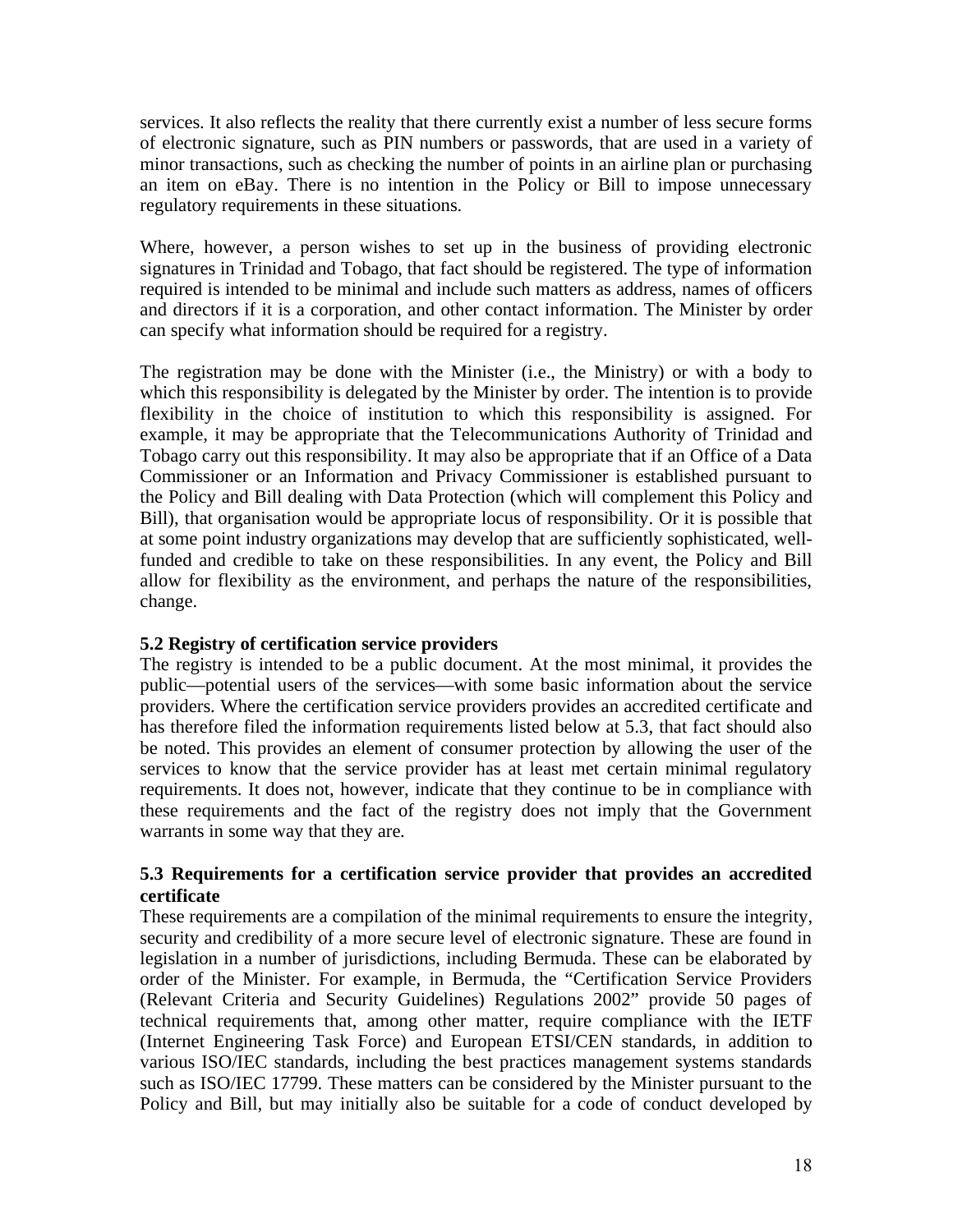services. It also reflects the reality that there currently exist a number of less secure forms of electronic signature, such as PIN numbers or passwords, that are used in a variety of minor transactions, such as checking the number of points in an airline plan or purchasing an item on eBay. There is no intention in the Policy or Bill to impose unnecessary regulatory requirements in these situations.

Where, however, a person wishes to set up in the business of providing electronic signatures in Trinidad and Tobago, that fact should be registered. The type of information required is intended to be minimal and include such matters as address, names of officers and directors if it is a corporation, and other contact information. The Minister by order can specify what information should be required for a registry.

The registration may be done with the Minister (i.e., the Ministry) or with a body to which this responsibility is delegated by the Minister by order. The intention is to provide flexibility in the choice of institution to which this responsibility is assigned. For example, it may be appropriate that the Telecommunications Authority of Trinidad and Tobago carry out this responsibility. It may also be appropriate that if an Office of a Data Commissioner or an Information and Privacy Commissioner is established pursuant to the Policy and Bill dealing with Data Protection (which will complement this Policy and Bill), that organisation would be appropriate locus of responsibility. Or it is possible that at some point industry organizations may develop that are sufficiently sophisticated, well-funded and credible to take on these responsibilities. In any event, the Policy and Bill allow for flexibility as the environment, and perhaps the nature of the responsibilities, change.

### 5.2 Registry of certification service providers

The registry is intended to be a public document. At the most minimal, it provides the public—potential users of the services—with some basic information about the service providers. Where the certification service providers provides an accredited certificate and has therefore filed the information requirements listed below at 5.3, that fact should also be noted. This provides an element of consumer protection by allowing the user of the services to know that the service provider has at least met certain minimal regulatory requirements. It does not, however, indicate that they continue to be in compliance with these requirements and the fact of the registry does not imply that the Government warrants in some way that they are.

### 5.3 Requirements for a certification service provider that provides an accredited certificate

These requirements are a compilation of the minimal requirements to ensure the integrity, security and credibility of a more secure level of electronic signature. These are found in legislation in a number of jurisdictions, including Bermuda. These can be elaborated by order of the Minister. For example, in Bermuda, the "Certification Service Providers (Relevant Criteria and Security Guidelines) Regulations 2002" provide 50 pages of technical requirements that, among other matter, require compliance with the IETF (Internet Engineering Task Force) and European ETSI/CEN standards, in addition to various ISO/IEC standards, including the best practices management systems standards such as ISO/IEC 17799. These matters can be considered by the Minister pursuant to the Policy and Bill, but may initially also be suitable for a code of conduct developed by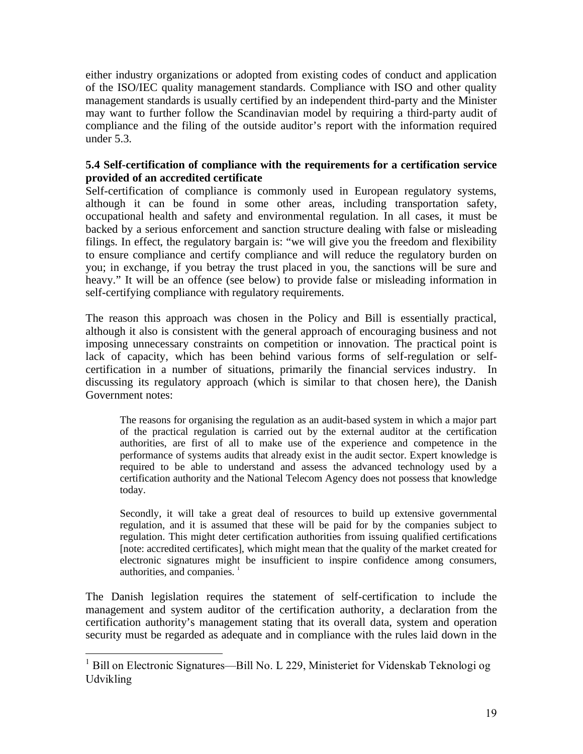either industry organizations or adopted from existing codes of conduct and application of the ISO/IEC quality management standards. Compliance with ISO and other quality management standards is usually certified by an independent third-party and the Minister may want to further follow the Scandinavian model by requiring a third-party audit of compliance and the filing of the outside auditor's report with the information required under 5.3.

### 5.4 Self-certification of compliance with the requirements for a certification service provided of an accredited certificate

Self-certification of compliance is commonly used in European regulatory systems, although it can be found in some other areas, including transportation safety, occupational health and safety and environmental regulation. In all cases, it must be backed by a serious enforcement and sanction structure dealing with false or misleading filings. In effect, the regulatory bargain is: "we will give you the freedom and flexibility to ensure compliance and certify compliance and will reduce the regulatory burden on you; in exchange, if you betray the trust placed in you, the sanctions will be sure and heavy." It will be an offence (see below) to provide false or misleading information in self-certifying compliance with regulatory requirements.

The reason this approach was chosen in the Policy and Bill is essentially practical, although it also is consistent with the general approach of encouraging business and not imposing unnecessary constraints on competition or innovation. The practical point is lack of capacity, which has been behind various forms of self-regulation or self-certification in a number of situations, primarily the financial services industry. In discussing its regulatory approach (which is similar to that chosen here), the Danish Government notes:

> The reasons for organising the regulation as an audit-based system in which a major part of the practical regulation is carried out by the external auditor at the certification authorities, are first of all to make use of the experience and competence in the performance of systems audits that already exist in the audit sector. Expert knowledge is required to be able to understand and assess the advanced technology used by a certification authority and the National Telecom Agency does not possess that knowledge today.
>
> Secondly, it will take a great deal of resources to build up extensive governmental regulation, and it is assumed that these will be paid for by the companies subject to regulation. This might deter certification authorities from issuing qualified certifications [note: accredited certificates], which might mean that the quality of the market created for electronic signatures might be insufficient to inspire confidence among consumers, authorities, and companies. [1]

The Danish legislation requires the statement of self-certification to include the management and system auditor of the certification authority, a declaration from the certification authority's management stating that its overall data, system and operation security must be regarded as adequate and in compliance with the rules laid down in the

[1] Bill on Electronic Signatures—Bill No. L 229, Ministeriet for Videnskab Teknologi og Udvikling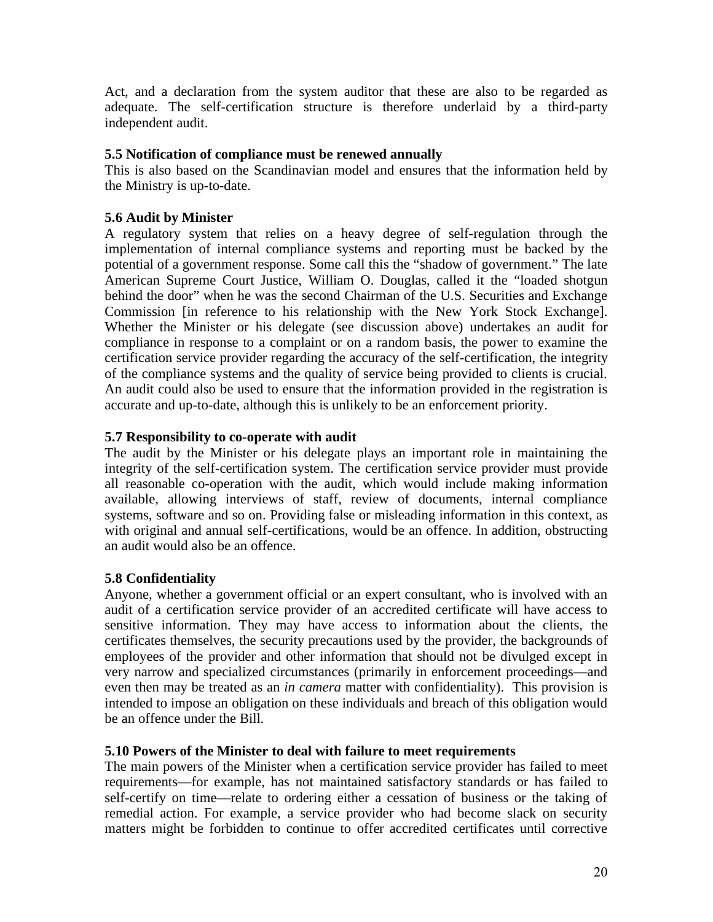Act, and a declaration from the system auditor that these are also to be regarded as adequate. The self-certification structure is therefore underlaid by a third-party independent audit.

**5.5 Notification of compliance must be renewed annually**

This is also based on the Scandinavian model and ensures that the information held by the Ministry is up-to-date.

**5.6 Audit by Minister**

A regulatory system that relies on a heavy degree of self-regulation through the implementation of internal compliance systems and reporting must be backed by the potential of a government response. Some call this the "shadow of government." The late American Supreme Court Justice, William O. Douglas, called it the "loaded shotgun behind the door" when he was the second Chairman of the U.S. Securities and Exchange Commission [in reference to his relationship with the New York Stock Exchange]. Whether the Minister or his delegate (see discussion above) undertakes an audit for compliance in response to a complaint or on a random basis, the power to examine the certification service provider regarding the accuracy of the self-certification, the integrity of the compliance systems and the quality of service being provided to clients is crucial. An audit could also be used to ensure that the information provided in the registration is accurate and up-to-date, although this is unlikely to be an enforcement priority.

**5.7 Responsibility to co-operate with audit**

The audit by the Minister or his delegate plays an important role in maintaining the integrity of the self-certification system. The certification service provider must provide all reasonable co-operation with the audit, which would include making information available, allowing interviews of staff, review of documents, internal compliance systems, software and so on. Providing false or misleading information in this context, as with original and annual self-certifications, would be an offence. In addition, obstructing an audit would also be an offence.

**5.8 Confidentiality**

Anyone, whether a government official or an expert consultant, who is involved with an audit of a certification service provider of an accredited certificate will have access to sensitive information. They may have access to information about the clients, the certificates themselves, the security precautions used by the provider, the backgrounds of employees of the provider and other information that should not be divulged except in very narrow and specialized circumstances (primarily in enforcement proceedings—and even then may be treated as an *in camera* matter with confidentiality). This provision is intended to impose an obligation on these individuals and breach of this obligation would be an offence under the Bill.

**5.10 Powers of the Minister to deal with failure to meet requirements**

The main powers of the Minister when a certification service provider has failed to meet requirements—for example, has not maintained satisfactory standards or has failed to self-certify on time—relate to ordering either a cessation of business or the taking of remedial action. For example, a service provider who had become slack on security matters might be forbidden to continue to offer accredited certificates until corrective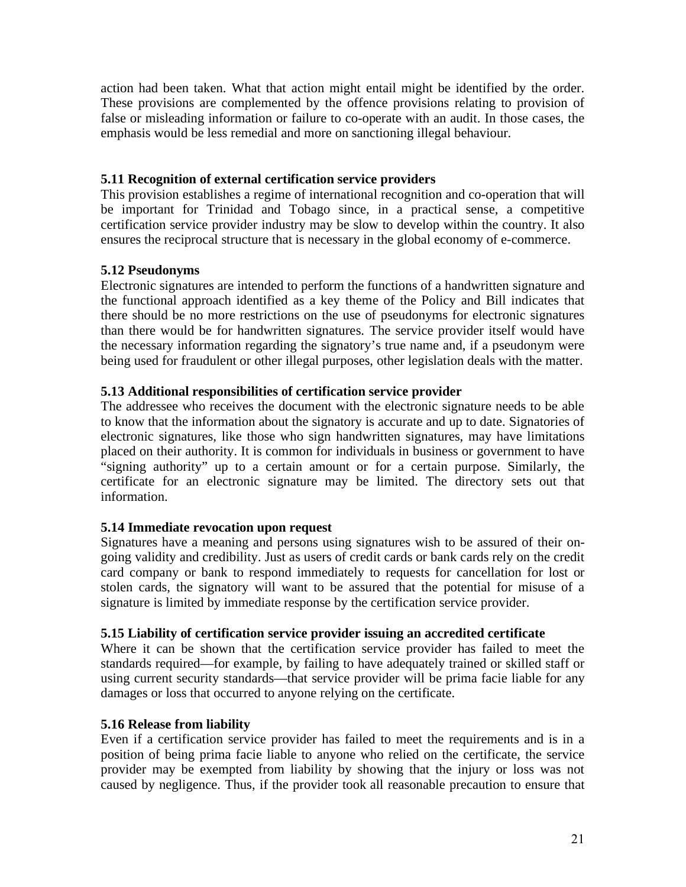action had been taken. What that action might entail might be identified by the order. These provisions are complemented by the offence provisions relating to provision of false or misleading information or failure to co-operate with an audit. In those cases, the emphasis would be less remedial and more on sanctioning illegal behaviour.

### 5.11 Recognition of external certification service providers

This provision establishes a regime of international recognition and co-operation that will be important for Trinidad and Tobago since, in a practical sense, a competitive certification service provider industry may be slow to develop within the country. It also ensures the reciprocal structure that is necessary in the global economy of e-commerce.

### 5.12 Pseudonyms

Electronic signatures are intended to perform the functions of a handwritten signature and the functional approach identified as a key theme of the Policy and Bill indicates that there should be no more restrictions on the use of pseudonyms for electronic signatures than there would be for handwritten signatures. The service provider itself would have the necessary information regarding the signatory's true name and, if a pseudonym were being used for fraudulent or other illegal purposes, other legislation deals with the matter.

### 5.13 Additional responsibilities of certification service provider

The addressee who receives the document with the electronic signature needs to be able to know that the information about the signatory is accurate and up to date. Signatories of electronic signatures, like those who sign handwritten signatures, may have limitations placed on their authority. It is common for individuals in business or government to have "signing authority" up to a certain amount or for a certain purpose. Similarly, the certificate for an electronic signature may be limited. The directory sets out that information.

### 5.14 Immediate revocation upon request

Signatures have a meaning and persons using signatures wish to be assured of their on-going validity and credibility. Just as users of credit cards or bank cards rely on the credit card company or bank to respond immediately to requests for cancellation for lost or stolen cards, the signatory will want to be assured that the potential for misuse of a signature is limited by immediate response by the certification service provider.

### 5.15 Liability of certification service provider issuing an accredited certificate

Where it can be shown that the certification service provider has failed to meet the standards required—for example, by failing to have adequately trained or skilled staff or using current security standards—that service provider will be prima facie liable for any damages or loss that occurred to anyone relying on the certificate.

### 5.16 Release from liability

Even if a certification service provider has failed to meet the requirements and is in a position of being prima facie liable to anyone who relied on the certificate, the service provider may be exempted from liability by showing that the injury or loss was not caused by negligence. Thus, if the provider took all reasonable precaution to ensure that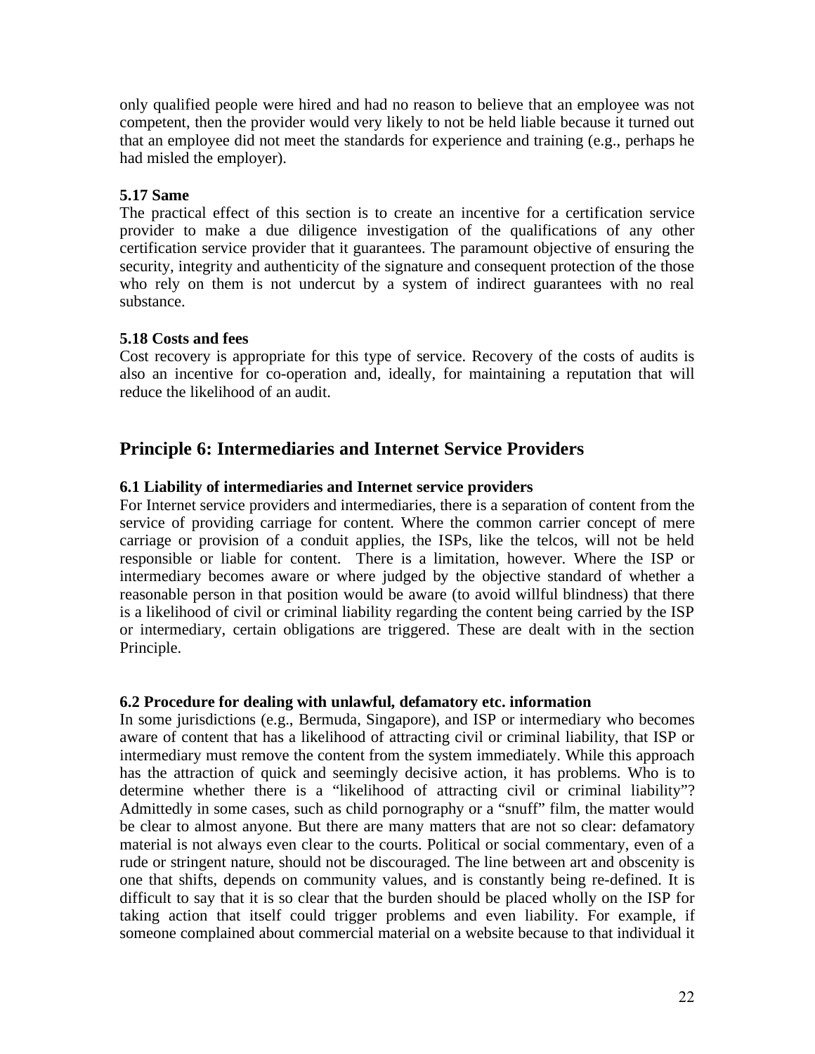only qualified people were hired and had no reason to believe that an employee was not competent, then the provider would very likely to not be held liable because it turned out that an employee did not meet the standards for experience and training (e.g., perhaps he had misled the employer).

**5.17 Same**

The practical effect of this section is to create an incentive for a certification service provider to make a due diligence investigation of the qualifications of any other certification service provider that it guarantees. The paramount objective of ensuring the security, integrity and authenticity of the signature and consequent protection of the those who rely on them is not undercut by a system of indirect guarantees with no real substance.

**5.18 Costs and fees**

Cost recovery is appropriate for this type of service. Recovery of the costs of audits is also an incentive for co-operation and, ideally, for maintaining a reputation that will reduce the likelihood of an audit.

## Principle 6: Intermediaries and Internet Service Providers

**6.1 Liability of intermediaries and Internet service providers**

For Internet service providers and intermediaries, there is a separation of content from the service of providing carriage for content. Where the common carrier concept of mere carriage or provision of a conduit applies, the ISPs, like the telcos, will not be held responsible or liable for content. There is a limitation, however. Where the ISP or intermediary becomes aware or where judged by the objective standard of whether a reasonable person in that position would be aware (to avoid willful blindness) that there is a likelihood of civil or criminal liability regarding the content being carried by the ISP or intermediary, certain obligations are triggered. These are dealt with in the section Principle.

**6.2 Procedure for dealing with unlawful, defamatory etc. information**

In some jurisdictions (e.g., Bermuda, Singapore), and ISP or intermediary who becomes aware of content that has a likelihood of attracting civil or criminal liability, that ISP or intermediary must remove the content from the system immediately. While this approach has the attraction of quick and seemingly decisive action, it has problems. Who is to determine whether there is a "likelihood of attracting civil or criminal liability"? Admittedly in some cases, such as child pornography or a "snuff" film, the matter would be clear to almost anyone. But there are many matters that are not so clear: defamatory material is not always even clear to the courts. Political or social commentary, even of a rude or stringent nature, should not be discouraged. The line between art and obscenity is one that shifts, depends on community values, and is constantly being re-defined. It is difficult to say that it is so clear that the burden should be placed wholly on the ISP for taking action that itself could trigger problems and even liability. For example, if someone complained about commercial material on a website because to that individual it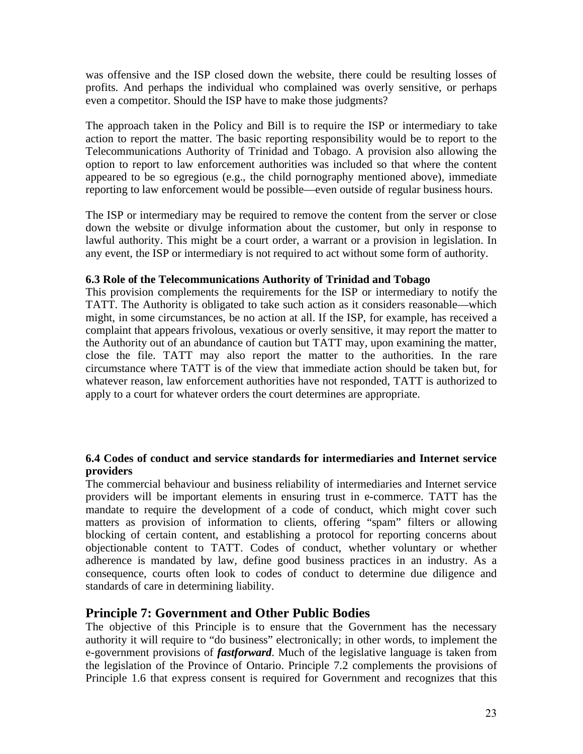was offensive and the ISP closed down the website, there could be resulting losses of profits. And perhaps the individual who complained was overly sensitive, or perhaps even a competitor. Should the ISP have to make those judgments?

The approach taken in the Policy and Bill is to require the ISP or intermediary to take action to report the matter. The basic reporting responsibility would be to report to the Telecommunications Authority of Trinidad and Tobago. A provision also allowing the option to report to law enforcement authorities was included so that where the content appeared to be so egregious (e.g., the child pornography mentioned above), immediate reporting to law enforcement would be possible—even outside of regular business hours.

The ISP or intermediary may be required to remove the content from the server or close down the website or divulge information about the customer, but only in response to lawful authority. This might be a court order, a warrant or a provision in legislation. In any event, the ISP or intermediary is not required to act without some form of authority.

**6.3 Role of the Telecommunications Authority of Trinidad and Tobago**

This provision complements the requirements for the ISP or intermediary to notify the TATT. The Authority is obligated to take such action as it considers reasonable—which might, in some circumstances, be no action at all. If the ISP, for example, has received a complaint that appears frivolous, vexatious or overly sensitive, it may report the matter to the Authority out of an abundance of caution but TATT may, upon examining the matter, close the file. TATT may also report the matter to the authorities. In the rare circumstance where TATT is of the view that immediate action should be taken but, for whatever reason, law enforcement authorities have not responded, TATT is authorized to apply to a court for whatever orders the court determines are appropriate.

**6.4 Codes of conduct and service standards for intermediaries and Internet service providers**

The commercial behaviour and business reliability of intermediaries and Internet service providers will be important elements in ensuring trust in e-commerce. TATT has the mandate to require the development of a code of conduct, which might cover such matters as provision of information to clients, offering "spam" filters or allowing blocking of certain content, and establishing a protocol for reporting concerns about objectionable content to TATT. Codes of conduct, whether voluntary or whether adherence is mandated by law, define good business practices in an industry. As a consequence, courts often look to codes of conduct to determine due diligence and standards of care in determining liability.

## Principle 7: Government and Other Public Bodies

The objective of this Principle is to ensure that the Government has the necessary authority it will require to "do business" electronically; in other words, to implement the e-government provisions of ***fastforward***. Much of the legislative language is taken from the legislation of the Province of Ontario. Principle 7.2 complements the provisions of Principle 1.6 that express consent is required for Government and recognizes that this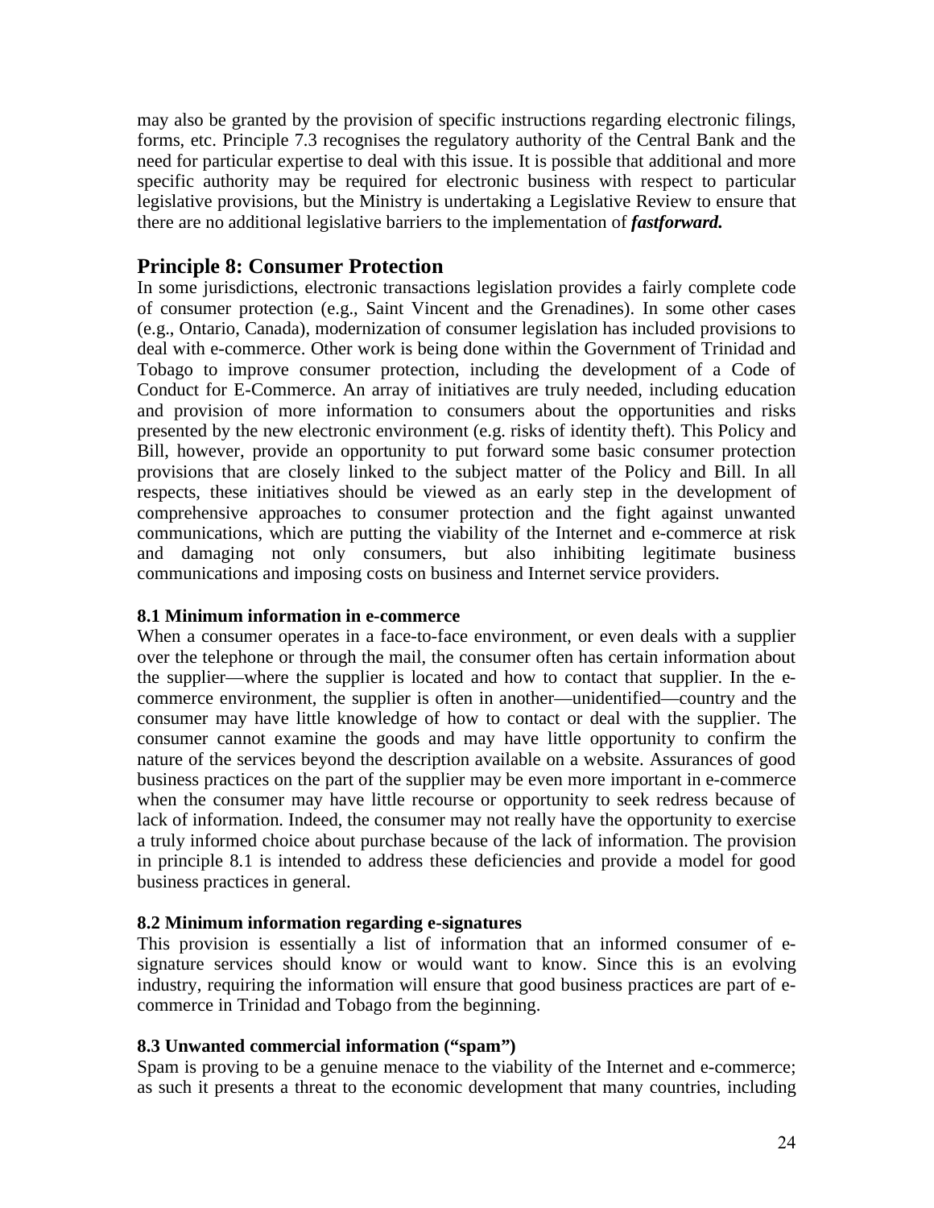may also be granted by the provision of specific instructions regarding electronic filings, forms, etc. Principle 7.3 recognises the regulatory authority of the Central Bank and the need for particular expertise to deal with this issue. It is possible that additional and more specific authority may be required for electronic business with respect to particular legislative provisions, but the Ministry is undertaking a Legislative Review to ensure that there are no additional legislative barriers to the implementation of ***fastforward.***

## Principle 8: Consumer Protection

In some jurisdictions, electronic transactions legislation provides a fairly complete code of consumer protection (e.g., Saint Vincent and the Grenadines). In some other cases (e.g., Ontario, Canada), modernization of consumer legislation has included provisions to deal with e-commerce. Other work is being done within the Government of Trinidad and Tobago to improve consumer protection, including the development of a Code of Conduct for E-Commerce. An array of initiatives are truly needed, including education and provision of more information to consumers about the opportunities and risks presented by the new electronic environment (e.g. risks of identity theft). This Policy and Bill, however, provide an opportunity to put forward some basic consumer protection provisions that are closely linked to the subject matter of the Policy and Bill. In all respects, these initiatives should be viewed as an early step in the development of comprehensive approaches to consumer protection and the fight against unwanted communications, which are putting the viability of the Internet and e-commerce at risk and damaging not only consumers, but also inhibiting legitimate business communications and imposing costs on business and Internet service providers.

### 8.1 Minimum information in e-commerce

When a consumer operates in a face-to-face environment, or even deals with a supplier over the telephone or through the mail, the consumer often has certain information about the supplier—where the supplier is located and how to contact that supplier. In the e-commerce environment, the supplier is often in another—unidentified—country and the consumer may have little knowledge of how to contact or deal with the supplier. The consumer cannot examine the goods and may have little opportunity to confirm the nature of the services beyond the description available on a website. Assurances of good business practices on the part of the supplier may be even more important in e-commerce when the consumer may have little recourse or opportunity to seek redress because of lack of information. Indeed, the consumer may not really have the opportunity to exercise a truly informed choice about purchase because of the lack of information. The provision in principle 8.1 is intended to address these deficiencies and provide a model for good business practices in general.

### 8.2 Minimum information regarding e-signatures

This provision is essentially a list of information that an informed consumer of e-signature services should know or would want to know. Since this is an evolving industry, requiring the information will ensure that good business practices are part of e-commerce in Trinidad and Tobago from the beginning.

### 8.3 Unwanted commercial information ("spam")

Spam is proving to be a genuine menace to the viability of the Internet and e-commerce; as such it presents a threat to the economic development that many countries, including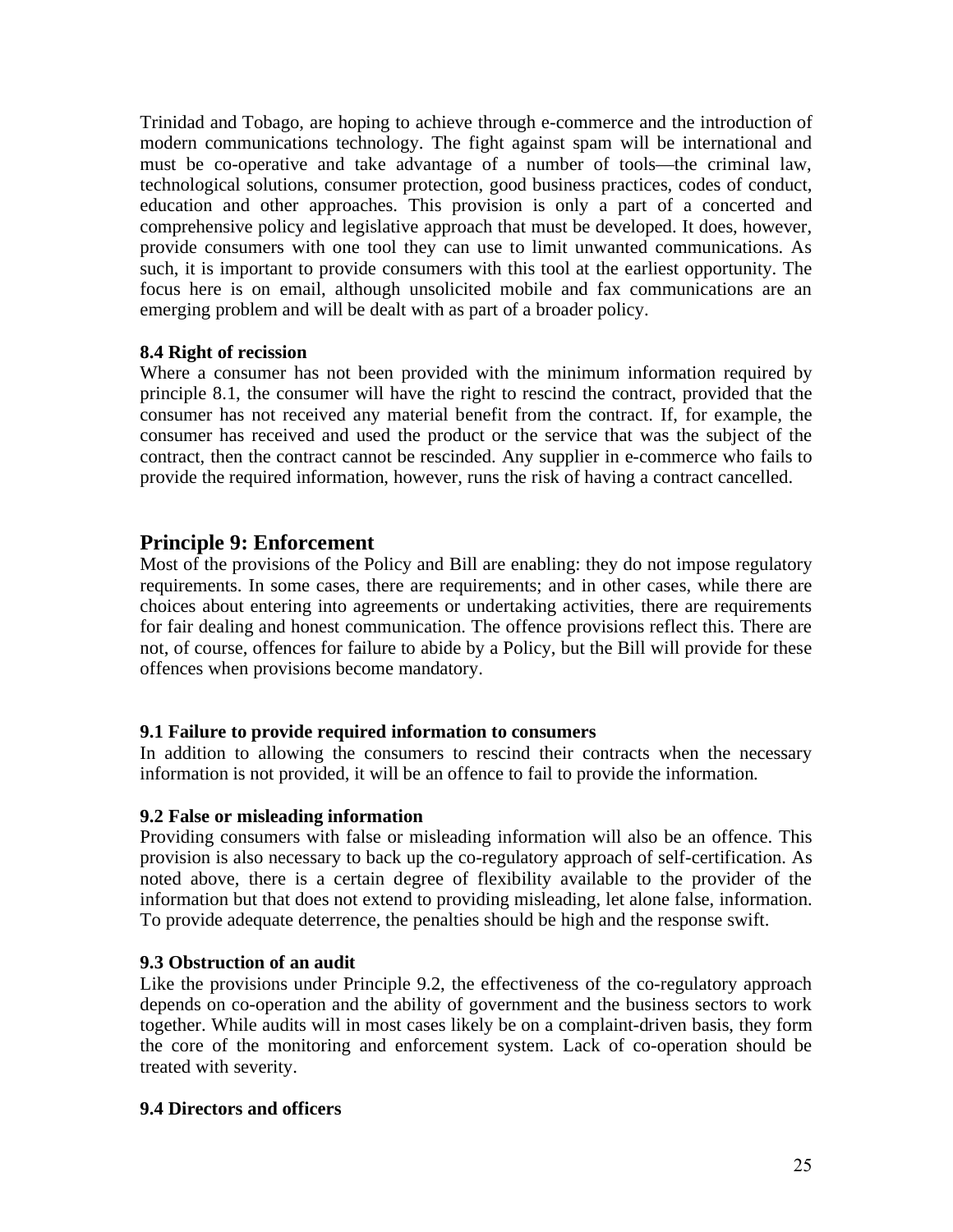Trinidad and Tobago, are hoping to achieve through e-commerce and the introduction of modern communications technology. The fight against spam will be international and must be co-operative and take advantage of a number of tools—the criminal law, technological solutions, consumer protection, good business practices, codes of conduct, education and other approaches. This provision is only a part of a concerted and comprehensive policy and legislative approach that must be developed. It does, however, provide consumers with one tool they can use to limit unwanted communications. As such, it is important to provide consumers with this tool at the earliest opportunity. The focus here is on email, although unsolicited mobile and fax communications are an emerging problem and will be dealt with as part of a broader policy.

**8.4 Right of recission**

Where a consumer has not been provided with the minimum information required by principle 8.1, the consumer will have the right to rescind the contract, provided that the consumer has not received any material benefit from the contract. If, for example, the consumer has received and used the product or the service that was the subject of the contract, then the contract cannot be rescinded. Any supplier in e-commerce who fails to provide the required information, however, runs the risk of having a contract cancelled.

## Principle 9: Enforcement

Most of the provisions of the Policy and Bill are enabling: they do not impose regulatory requirements. In some cases, there are requirements; and in other cases, while there are choices about entering into agreements or undertaking activities, there are requirements for fair dealing and honest communication. The offence provisions reflect this. There are not, of course, offences for failure to abide by a Policy, but the Bill will provide for these offences when provisions become mandatory.

**9.1 Failure to provide required information to consumers**

In addition to allowing the consumers to rescind their contracts when the necessary information is not provided, it will be an offence to fail to provide the information.

**9.2 False or misleading information**

Providing consumers with false or misleading information will also be an offence. This provision is also necessary to back up the co-regulatory approach of self-certification. As noted above, there is a certain degree of flexibility available to the provider of the information but that does not extend to providing misleading, let alone false, information. To provide adequate deterrence, the penalties should be high and the response swift.

**9.3 Obstruction of an audit**

Like the provisions under Principle 9.2, the effectiveness of the co-regulatory approach depends on co-operation and the ability of government and the business sectors to work together. While audits will in most cases likely be on a complaint-driven basis, they form the core of the monitoring and enforcement system. Lack of co-operation should be treated with severity.

**9.4 Directors and officers**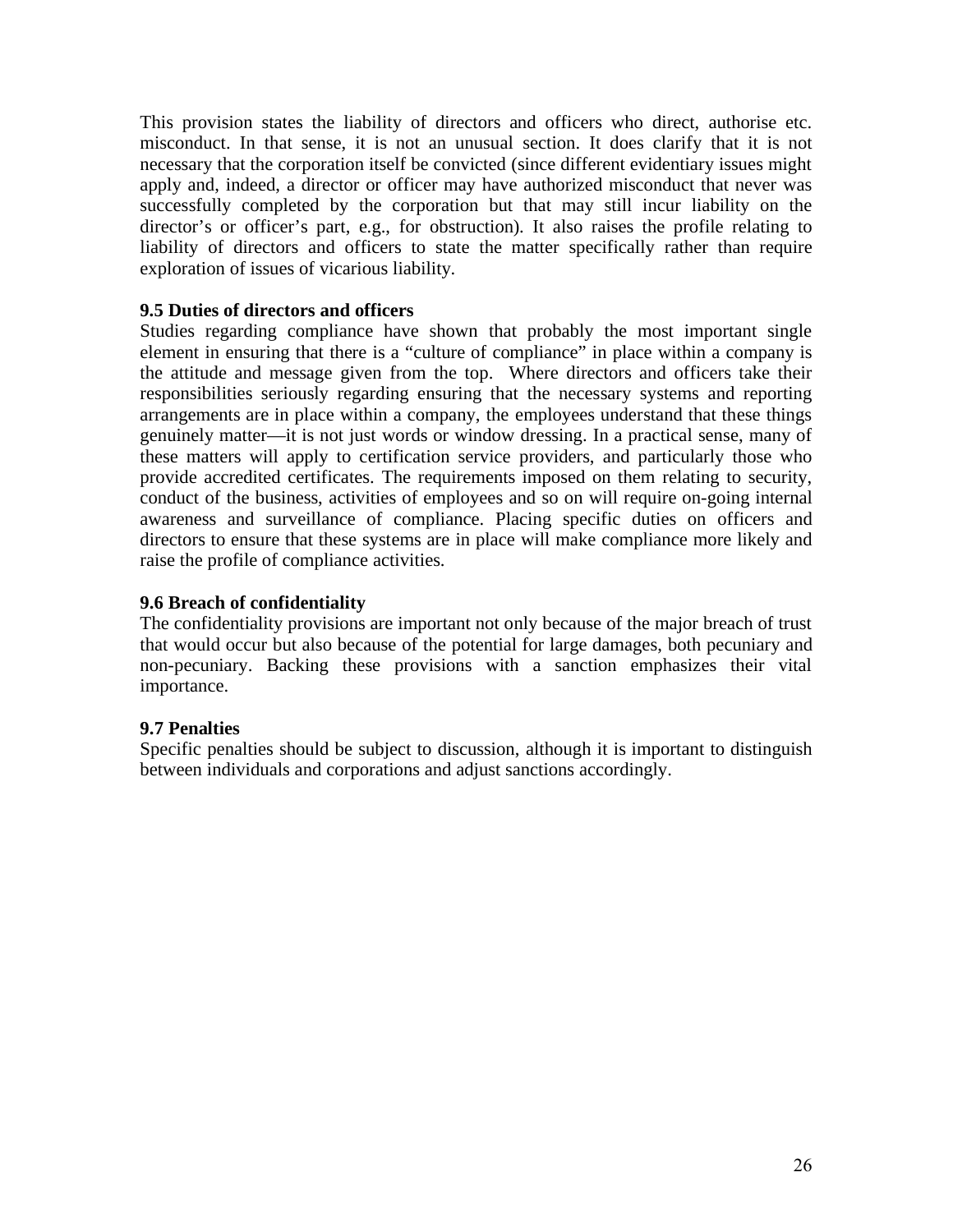This provision states the liability of directors and officers who direct, authorise etc. misconduct. In that sense, it is not an unusual section. It does clarify that it is not necessary that the corporation itself be convicted (since different evidentiary issues might apply and, indeed, a director or officer may have authorized misconduct that never was successfully completed by the corporation but that may still incur liability on the director's or officer's part, e.g., for obstruction). It also raises the profile relating to liability of directors and officers to state the matter specifically rather than require exploration of issues of vicarious liability.

**9.5 Duties of directors and officers**

Studies regarding compliance have shown that probably the most important single element in ensuring that there is a "culture of compliance" in place within a company is the attitude and message given from the top. Where directors and officers take their responsibilities seriously regarding ensuring that the necessary systems and reporting arrangements are in place within a company, the employees understand that these things genuinely matter—it is not just words or window dressing. In a practical sense, many of these matters will apply to certification service providers, and particularly those who provide accredited certificates. The requirements imposed on them relating to security, conduct of the business, activities of employees and so on will require on-going internal awareness and surveillance of compliance. Placing specific duties on officers and directors to ensure that these systems are in place will make compliance more likely and raise the profile of compliance activities.

**9.6 Breach of confidentiality**

The confidentiality provisions are important not only because of the major breach of trust that would occur but also because of the potential for large damages, both pecuniary and non-pecuniary. Backing these provisions with a sanction emphasizes their vital importance.

**9.7 Penalties**

Specific penalties should be subject to discussion, although it is important to distinguish between individuals and corporations and adjust sanctions accordingly.